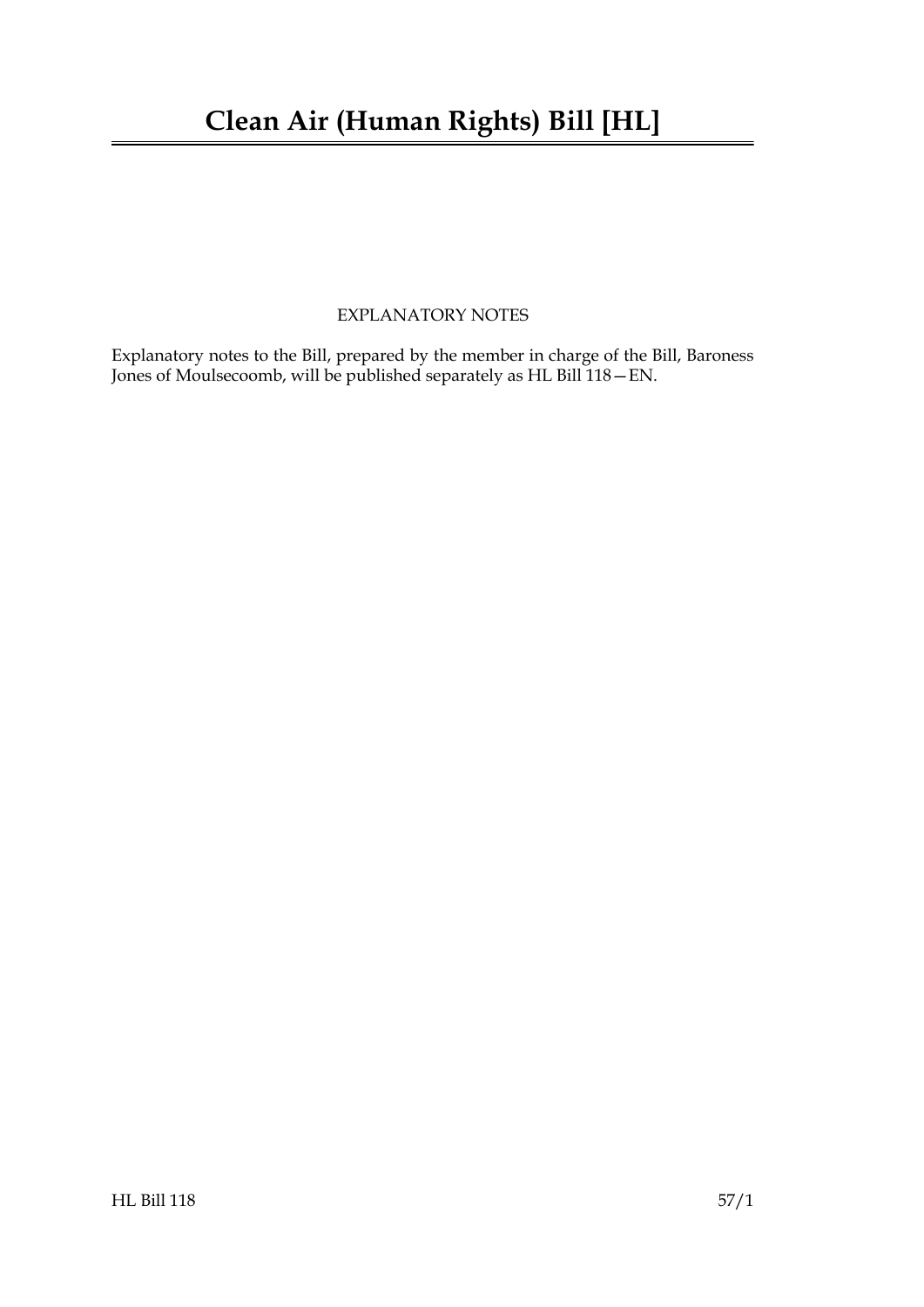# Clean Air (Human Rights) Bill [HL]

EXPLANATORY NOTES

Explanatory notes to the Bill, prepared by the member in charge of the Bill, Baroness Jones of Moulsecoomb, will be published separately as HL Bill 118—EN.

HL Bill 118 57/1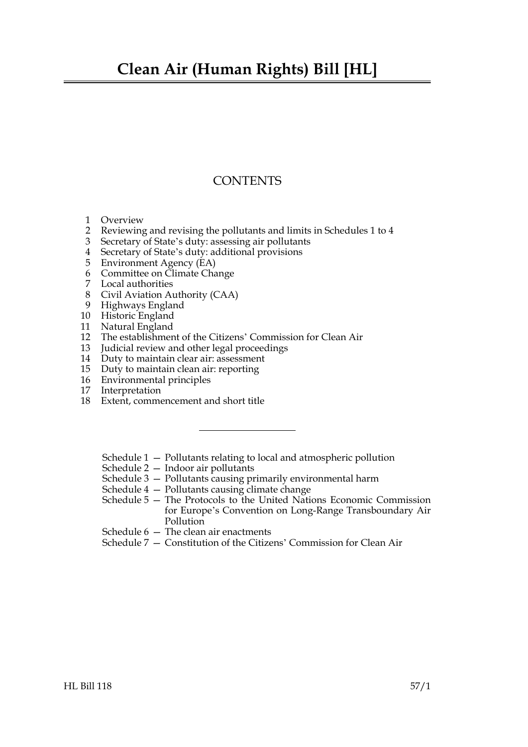# Clean Air (Human Rights) Bill [HL]

## CONTENTS

1 Overview
2 Reviewing and revising the pollutants and limits in Schedules 1 to 4
3 Secretary of State's duty: assessing air pollutants
4 Secretary of State's duty: additional provisions
5 Environment Agency (EA)
6 Committee on Climate Change
7 Local authorities
8 Civil Aviation Authority (CAA)
9 Highways England
10 Historic England
11 Natural England
12 The establishment of the Citizens' Commission for Clean Air
13 Judicial review and other legal proceedings
14 Duty to maintain clear air: assessment
15 Duty to maintain clean air: reporting
16 Environmental principles
17 Interpretation
18 Extent, commencement and short title

---

Schedule 1 — Pollutants relating to local and atmospheric pollution
Schedule 2 — Indoor air pollutants
Schedule 3 — Pollutants causing primarily environmental harm
Schedule 4 — Pollutants causing climate change
Schedule 5 — The Protocols to the United Nations Economic Commission for Europe's Convention on Long-Range Transboundary Air Pollution
Schedule 6 — The clean air enactments
Schedule 7 — Constitution of the Citizens' Commission for Clean Air

HL Bill 118 57/1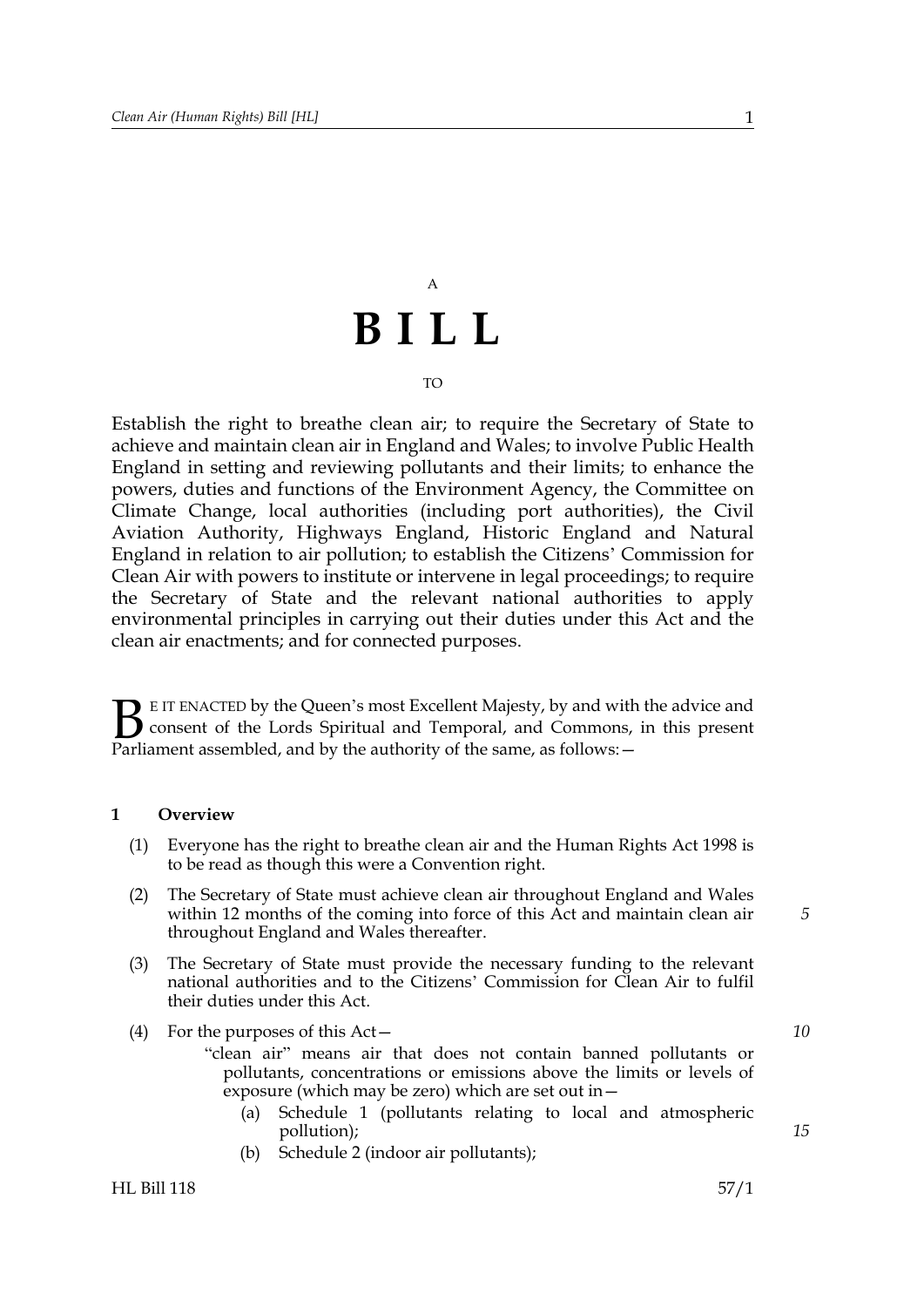A

# B I L L

TO

Establish the right to breathe clean air; to require the Secretary of State to achieve and maintain clean air in England and Wales; to involve Public Health England in setting and reviewing pollutants and their limits; to enhance the powers, duties and functions of the Environment Agency, the Committee on Climate Change, local authorities (including port authorities), the Civil Aviation Authority, Highways England, Historic England and Natural England in relation to air pollution; to establish the Citizens' Commission for Clean Air with powers to institute or intervene in legal proceedings; to require the Secretary of State and the relevant national authorities to apply environmental principles in carrying out their duties under this Act and the clean air enactments; and for connected purposes.

BE IT ENACTED by the Queen's most Excellent Majesty, by and with the advice and consent of the Lords Spiritual and Temporal, and Commons, in this present Parliament assembled, and by the authority of the same, as follows:—

**1 Overview**

(1) Everyone has the right to breathe clean air and the Human Rights Act 1998 is to be read as though this were a Convention right.

(2) The Secretary of State must achieve clean air throughout England and Wales within 12 months of the coming into force of this Act and maintain clean air throughout England and Wales thereafter.

(3) The Secretary of State must provide the necessary funding to the relevant national authorities and to the Citizens' Commission for Clean Air to fulfil their duties under this Act.

(4) For the purposes of this Act—

"clean air" means air that does not contain banned pollutants or pollutants, concentrations or emissions above the limits or levels of exposure (which may be zero) which are set out in—

(a) Schedule 1 (pollutants relating to local and atmospheric pollution);

(b) Schedule 2 (indoor air pollutants);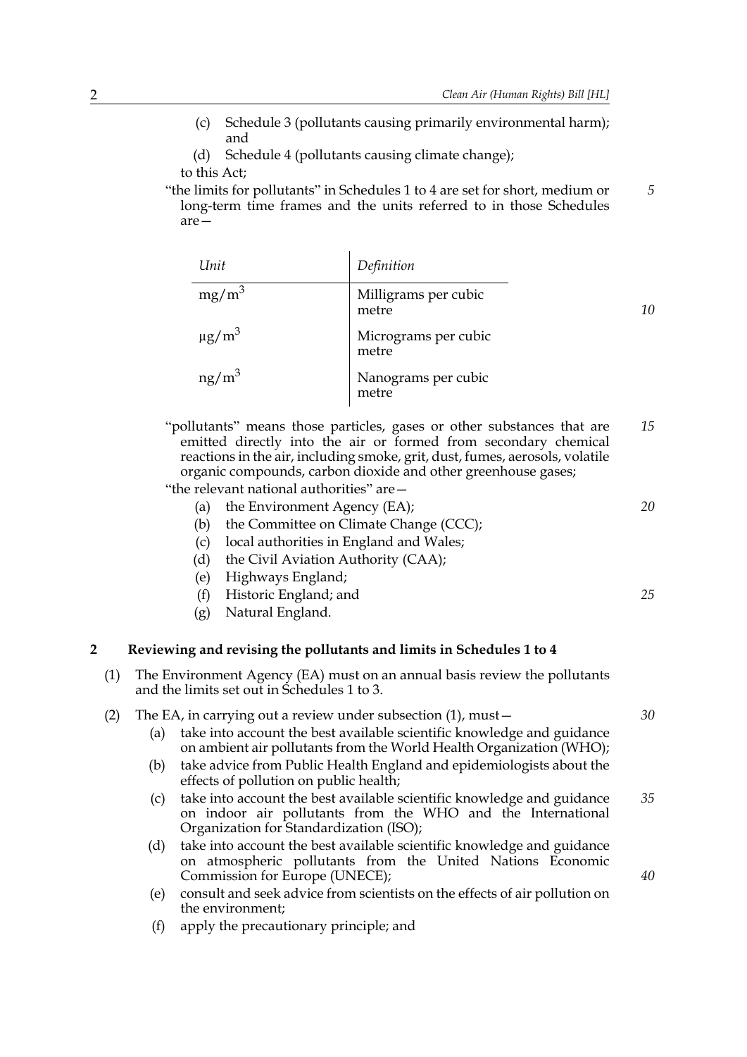(c) Schedule 3 (pollutants causing primarily environmental harm); and

(d) Schedule 4 (pollutants causing climate change);

to this Act;

"the limits for pollutants" in Schedules 1 to 4 are set for short, medium or long-term time frames and the units referred to in those Schedules are—

| *Unit* | *Definition* |
|---|---|
| $mg/m^3$ | Milligrams per cubic metre |
| $\mu g/m^3$ | Micrograms per cubic metre |
| $ng/m^3$ | Nanograms per cubic metre |

"pollutants" means those particles, gases or other substances that are emitted directly into the air or formed from secondary chemical reactions in the air, including smoke, grit, dust, fumes, aerosols, volatile organic compounds, carbon dioxide and other greenhouse gases;

"the relevant national authorities" are—

(a) the Environment Agency (EA);

(b) the Committee on Climate Change (CCC);

(c) local authorities in England and Wales;

(d) the Civil Aviation Authority (CAA);

(e) Highways England;

(f) Historic England; and

(g) Natural England.

## 2 Reviewing and revising the pollutants and limits in Schedules 1 to 4

(1) The Environment Agency (EA) must on an annual basis review the pollutants and the limits set out in Schedules 1 to 3.

(2) The EA, in carrying out a review under subsection (1), must—

(a) take into account the best available scientific knowledge and guidance on ambient air pollutants from the World Health Organization (WHO);

(b) take advice from Public Health England and epidemiologists about the effects of pollution on public health;

(c) take into account the best available scientific knowledge and guidance on indoor air pollutants from the WHO and the International Organization for Standardization (ISO);

(d) take into account the best available scientific knowledge and guidance on atmospheric pollutants from the United Nations Economic Commission for Europe (UNECE);

(e) consult and seek advice from scientists on the effects of air pollution on the environment;

(f) apply the precautionary principle; and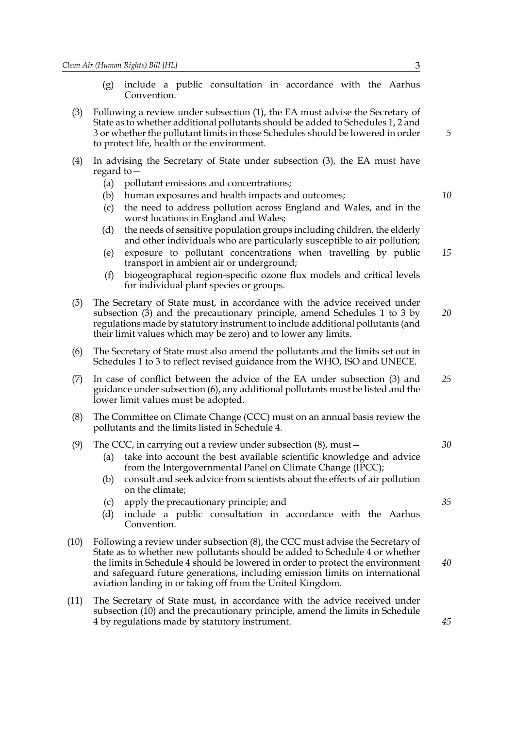(g) include a public consultation in accordance with the Aarhus Convention.

(3) Following a review under subsection (1), the EA must advise the Secretary of State as to whether additional pollutants should be added to Schedules 1, 2 and 3 or whether the pollutant limits in those Schedules should be lowered in order to protect life, health or the environment.

(4) In advising the Secretary of State under subsection (3), the EA must have regard to—

(a) pollutant emissions and concentrations;

(b) human exposures and health impacts and outcomes;

(c) the need to address pollution across England and Wales, and in the worst locations in England and Wales;

(d) the needs of sensitive population groups including children, the elderly and other individuals who are particularly susceptible to air pollution;

(e) exposure to pollutant concentrations when travelling by public transport in ambient air or underground;

(f) biogeographical region-specific ozone flux models and critical levels for individual plant species or groups.

(5) The Secretary of State must, in accordance with the advice received under subsection (3) and the precautionary principle, amend Schedules 1 to 3 by regulations made by statutory instrument to include additional pollutants (and their limit values which may be zero) and to lower any limits.

(6) The Secretary of State must also amend the pollutants and the limits set out in Schedules 1 to 3 to reflect revised guidance from the WHO, ISO and UNECE.

(7) In case of conflict between the advice of the EA under subsection (3) and guidance under subsection (6), any additional pollutants must be listed and the lower limit values must be adopted.

(8) The Committee on Climate Change (CCC) must on an annual basis review the pollutants and the limits listed in Schedule 4.

(9) The CCC, in carrying out a review under subsection (8), must—

(a) take into account the best available scientific knowledge and advice from the Intergovernmental Panel on Climate Change (IPCC);

(b) consult and seek advice from scientists about the effects of air pollution on the climate;

(c) apply the precautionary principle; and

(d) include a public consultation in accordance with the Aarhus Convention.

(10) Following a review under subsection (8), the CCC must advise the Secretary of State as to whether new pollutants should be added to Schedule 4 or whether the limits in Schedule 4 should be lowered in order to protect the environment and safeguard future generations, including emission limits on international aviation landing in or taking off from the United Kingdom.

(11) The Secretary of State must, in accordance with the advice received under subsection (10) and the precautionary principle, amend the limits in Schedule 4 by regulations made by statutory instrument.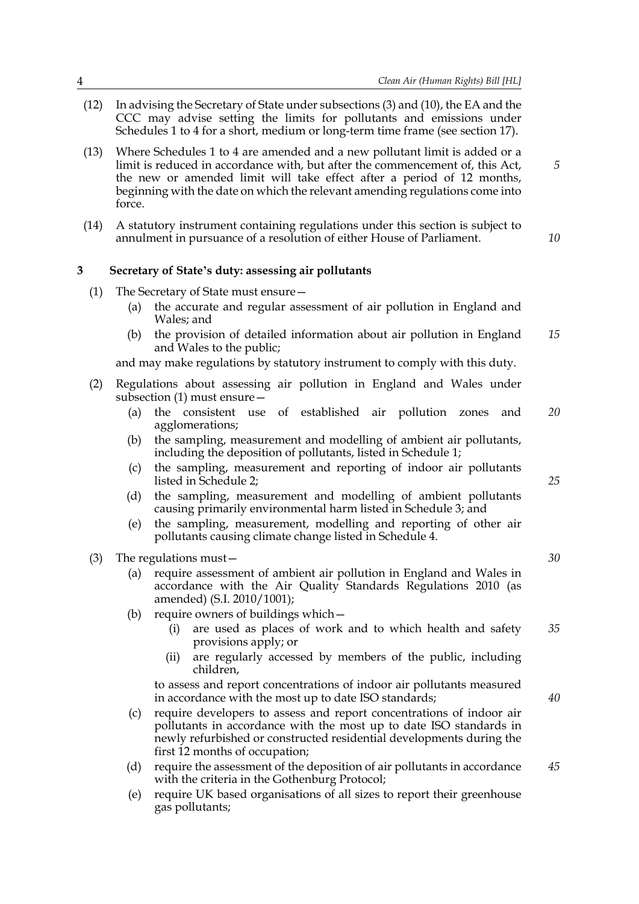(12) In advising the Secretary of State under subsections (3) and (10), the EA and the CCC may advise setting the limits for pollutants and emissions under Schedules 1 to 4 for a short, medium or long-term time frame (see section 17).

(13) Where Schedules 1 to 4 are amended and a new pollutant limit is added or a limit is reduced in accordance with, but after the commencement of, this Act, the new or amended limit will take effect after a period of 12 months, beginning with the date on which the relevant amending regulations come into force.

(14) A statutory instrument containing regulations under this section is subject to annulment in pursuance of a resolution of either House of Parliament.

## 3 Secretary of State's duty: assessing air pollutants

(1) The Secretary of State must ensure—

- (a) the accurate and regular assessment of air pollution in England and Wales; and
- (b) the provision of detailed information about air pollution in England and Wales to the public;

and may make regulations by statutory instrument to comply with this duty.

(2) Regulations about assessing air pollution in England and Wales under subsection (1) must ensure—

- (a) the consistent use of established air pollution zones and agglomerations;
- (b) the sampling, measurement and modelling of ambient air pollutants, including the deposition of pollutants, listed in Schedule 1;
- (c) the sampling, measurement and reporting of indoor air pollutants listed in Schedule 2;
- (d) the sampling, measurement and modelling of ambient pollutants causing primarily environmental harm listed in Schedule 3; and
- (e) the sampling, measurement, modelling and reporting of other air pollutants causing climate change listed in Schedule 4.

(3) The regulations must—

- (a) require assessment of ambient air pollution in England and Wales in accordance with the Air Quality Standards Regulations 2010 (as amended) (S.I. 2010/1001);
- (b) require owners of buildings which—
  - (i) are used as places of work and to which health and safety provisions apply; or
  - (ii) are regularly accessed by members of the public, including children,

  to assess and report concentrations of indoor air pollutants measured in accordance with the most up to date ISO standards;
- (c) require developers to assess and report concentrations of indoor air pollutants in accordance with the most up to date ISO standards in newly refurbished or constructed residential developments during the first 12 months of occupation;
- (d) require the assessment of the deposition of air pollutants in accordance with the criteria in the Gothenburg Protocol;
- (e) require UK based organisations of all sizes to report their greenhouse gas pollutants;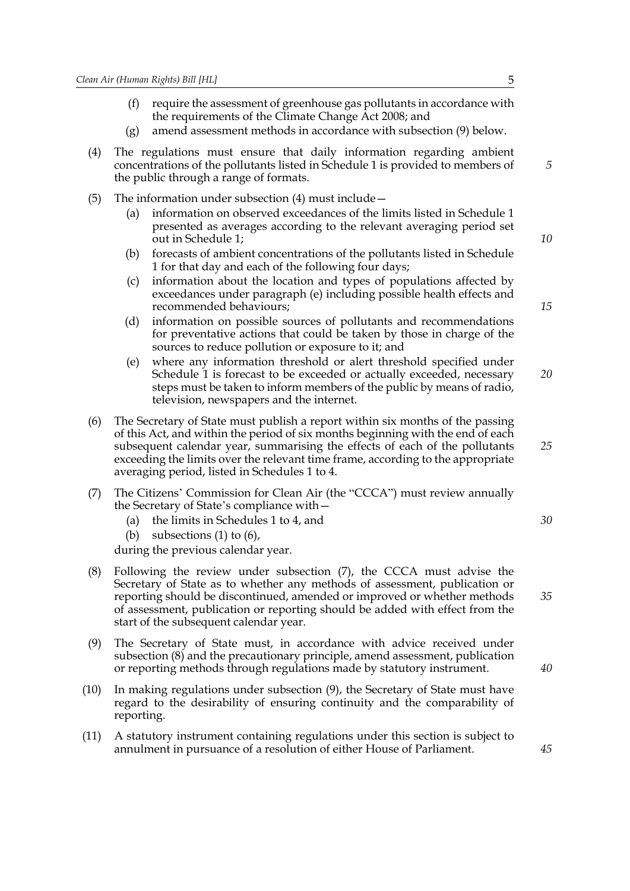(f) require the assessment of greenhouse gas pollutants in accordance with the requirements of the Climate Change Act 2008; and

(g) amend assessment methods in accordance with subsection (9) below.

(4) The regulations must ensure that daily information regarding ambient concentrations of the pollutants listed in Schedule 1 is provided to members of the public through a range of formats.

(5) The information under subsection (4) must include—

(a) information on observed exceedances of the limits listed in Schedule 1 presented as averages according to the relevant averaging period set out in Schedule 1;

(b) forecasts of ambient concentrations of the pollutants listed in Schedule 1 for that day and each of the following four days;

(c) information about the location and types of populations affected by exceedances under paragraph (e) including possible health effects and recommended behaviours;

(d) information on possible sources of pollutants and recommendations for preventative actions that could be taken by those in charge of the sources to reduce pollution or exposure to it; and

(e) where any information threshold or alert threshold specified under Schedule 1 is forecast to be exceeded or actually exceeded, necessary steps must be taken to inform members of the public by means of radio, television, newspapers and the internet.

(6) The Secretary of State must publish a report within six months of the passing of this Act, and within the period of six months beginning with the end of each subsequent calendar year, summarising the effects of each of the pollutants exceeding the limits over the relevant time frame, according to the appropriate averaging period, listed in Schedules 1 to 4.

(7) The Citizens' Commission for Clean Air (the "CCCA") must review annually the Secretary of State's compliance with—

(a) the limits in Schedules 1 to 4, and

(b) subsections (1) to (6),

during the previous calendar year.

(8) Following the review under subsection (7), the CCCA must advise the Secretary of State as to whether any methods of assessment, publication or reporting should be discontinued, amended or improved or whether methods of assessment, publication or reporting should be added with effect from the start of the subsequent calendar year.

(9) The Secretary of State must, in accordance with advice received under subsection (8) and the precautionary principle, amend assessment, publication or reporting methods through regulations made by statutory instrument.

(10) In making regulations under subsection (9), the Secretary of State must have regard to the desirability of ensuring continuity and the comparability of reporting.

(11) A statutory instrument containing regulations under this section is subject to annulment in pursuance of a resolution of either House of Parliament.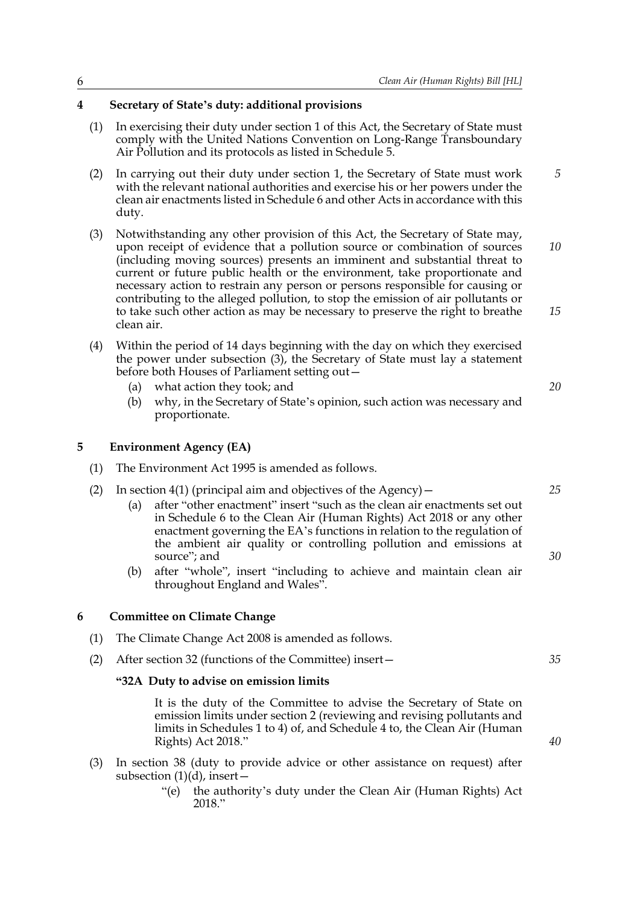## 4 Secretary of State's duty: additional provisions

(1) In exercising their duty under section 1 of this Act, the Secretary of State must comply with the United Nations Convention on Long-Range Transboundary Air Pollution and its protocols as listed in Schedule 5.

(2) In carrying out their duty under section 1, the Secretary of State must work with the relevant national authorities and exercise his or her powers under the clean air enactments listed in Schedule 6 and other Acts in accordance with this duty.

(3) Notwithstanding any other provision of this Act, the Secretary of State may, upon receipt of evidence that a pollution source or combination of sources (including moving sources) presents an imminent and substantial threat to current or future public health or the environment, take proportionate and necessary action to restrain any person or persons responsible for causing or contributing to the alleged pollution, to stop the emission of air pollutants or to take such other action as may be necessary to preserve the right to breathe clean air.

(4) Within the period of 14 days beginning with the day on which they exercised the power under subsection (3), the Secretary of State must lay a statement before both Houses of Parliament setting out—

- (a) what action they took; and
- (b) why, in the Secretary of State's opinion, such action was necessary and proportionate.

## 5 Environment Agency (EA)

(1) The Environment Act 1995 is amended as follows.

(2) In section 4(1) (principal aim and objectives of the Agency)—

- (a) after "other enactment" insert "such as the clean air enactments set out in Schedule 6 to the Clean Air (Human Rights) Act 2018 or any other enactment governing the EA's functions in relation to the regulation of the ambient air quality or controlling pollution and emissions at source"; and
- (b) after "whole", insert "including to achieve and maintain clean air throughout England and Wales".

## 6 Committee on Climate Change

(1) The Climate Change Act 2008 is amended as follows.

(2) After section 32 (functions of the Committee) insert—

**"32A Duty to advise on emission limits**

It is the duty of the Committee to advise the Secretary of State on emission limits under section 2 (reviewing and revising pollutants and limits in Schedules 1 to 4) of, and Schedule 4 to, the Clean Air (Human Rights) Act 2018."

(3) In section 38 (duty to provide advice or other assistance on request) after subsection (1)(d), insert—

"(e) the authority's duty under the Clean Air (Human Rights) Act 2018."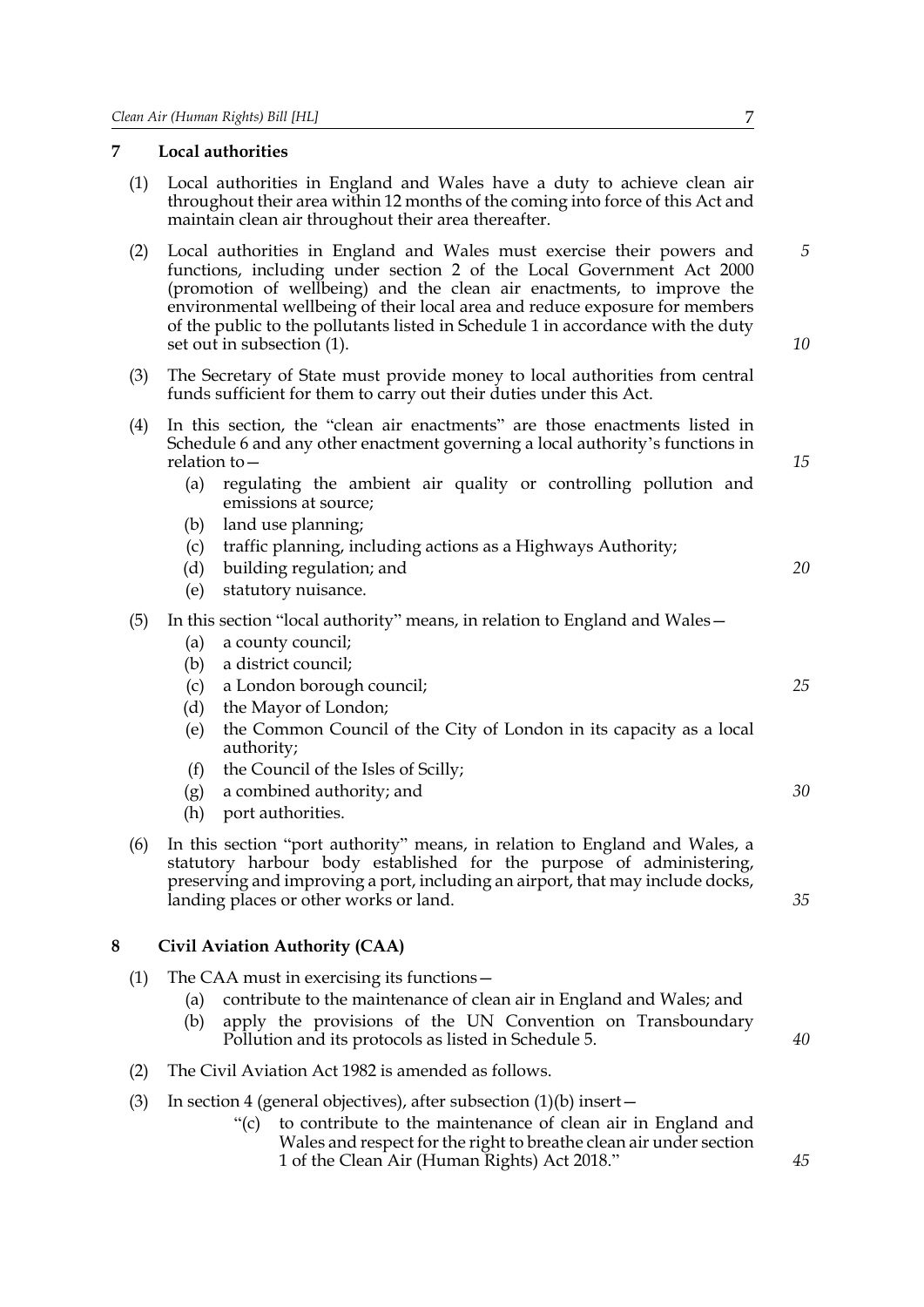## 7 Local authorities

(1) Local authorities in England and Wales have a duty to achieve clean air throughout their area within 12 months of the coming into force of this Act and maintain clean air throughout their area thereafter.

(2) Local authorities in England and Wales must exercise their powers and functions, including under section 2 of the Local Government Act 2000 (promotion of wellbeing) and the clean air enactments, to improve the environmental wellbeing of their local area and reduce exposure for members of the public to the pollutants listed in Schedule 1 in accordance with the duty set out in subsection (1).

(3) The Secretary of State must provide money to local authorities from central funds sufficient for them to carry out their duties under this Act.

(4) In this section, the "clean air enactments" are those enactments listed in Schedule 6 and any other enactment governing a local authority's functions in relation to—

- (a) regulating the ambient air quality or controlling pollution and emissions at source;
- (b) land use planning;
- (c) traffic planning, including actions as a Highways Authority;
- (d) building regulation; and
- (e) statutory nuisance.

(5) In this section "local authority" means, in relation to England and Wales—

- (a) a county council;
- (b) a district council;
- (c) a London borough council;
- (d) the Mayor of London;
- (e) the Common Council of the City of London in its capacity as a local authority;
- (f) the Council of the Isles of Scilly;
- (g) a combined authority; and
- (h) port authorities.

(6) In this section "port authority" means, in relation to England and Wales, a statutory harbour body established for the purpose of administering, preserving and improving a port, including an airport, that may include docks, landing places or other works or land.

## 8 Civil Aviation Authority (CAA)

(1) The CAA must in exercising its functions—

- (a) contribute to the maintenance of clean air in England and Wales; and
- (b) apply the provisions of the UN Convention on Transboundary Pollution and its protocols as listed in Schedule 5.

(2) The Civil Aviation Act 1982 is amended as follows.

(3) In section 4 (general objectives), after subsection (1)(b) insert—

> "(c) to contribute to the maintenance of clean air in England and Wales and respect for the right to breathe clean air under section 1 of the Clean Air (Human Rights) Act 2018."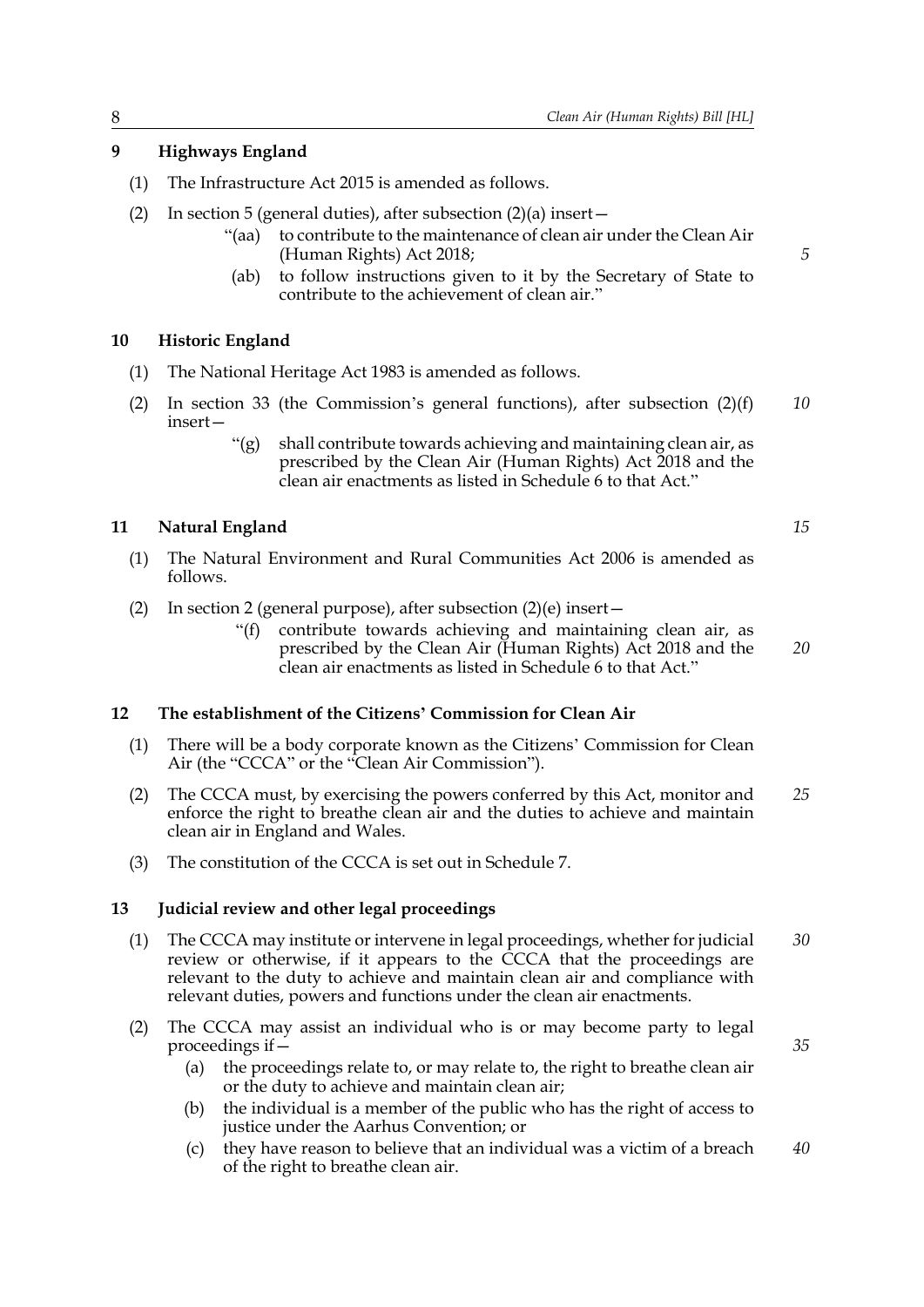## 9 Highways England

(1) The Infrastructure Act 2015 is amended as follows.

(2) In section 5 (general duties), after subsection (2)(a) insert—

> "(aa) to contribute to the maintenance of clean air under the Clean Air (Human Rights) Act 2018;
>
> (ab) to follow instructions given to it by the Secretary of State to contribute to the achievement of clean air."

## 10 Historic England

(1) The National Heritage Act 1983 is amended as follows.

(2) In section 33 (the Commission's general functions), after subsection (2)(f) insert—

> "(g) shall contribute towards achieving and maintaining clean air, as prescribed by the Clean Air (Human Rights) Act 2018 and the clean air enactments as listed in Schedule 6 to that Act."

## 11 Natural England

(1) The Natural Environment and Rural Communities Act 2006 is amended as follows.

(2) In section 2 (general purpose), after subsection (2)(e) insert—

> "(f) contribute towards achieving and maintaining clean air, as prescribed by the Clean Air (Human Rights) Act 2018 and the clean air enactments as listed in Schedule 6 to that Act."

## 12 The establishment of the Citizens' Commission for Clean Air

(1) There will be a body corporate known as the Citizens' Commission for Clean Air (the "CCCA" or the "Clean Air Commission").

(2) The CCCA must, by exercising the powers conferred by this Act, monitor and enforce the right to breathe clean air and the duties to achieve and maintain clean air in England and Wales.

(3) The constitution of the CCCA is set out in Schedule 7.

## 13 Judicial review and other legal proceedings

(1) The CCCA may institute or intervene in legal proceedings, whether for judicial review or otherwise, if it appears to the CCCA that the proceedings are relevant to the duty to achieve and maintain clean air and compliance with relevant duties, powers and functions under the clean air enactments.

(2) The CCCA may assist an individual who is or may become party to legal proceedings if—

  (a) the proceedings relate to, or may relate to, the right to breathe clean air or the duty to achieve and maintain clean air;

  (b) the individual is a member of the public who has the right of access to justice under the Aarhus Convention; or

  (c) they have reason to believe that an individual was a victim of a breach of the right to breathe clean air.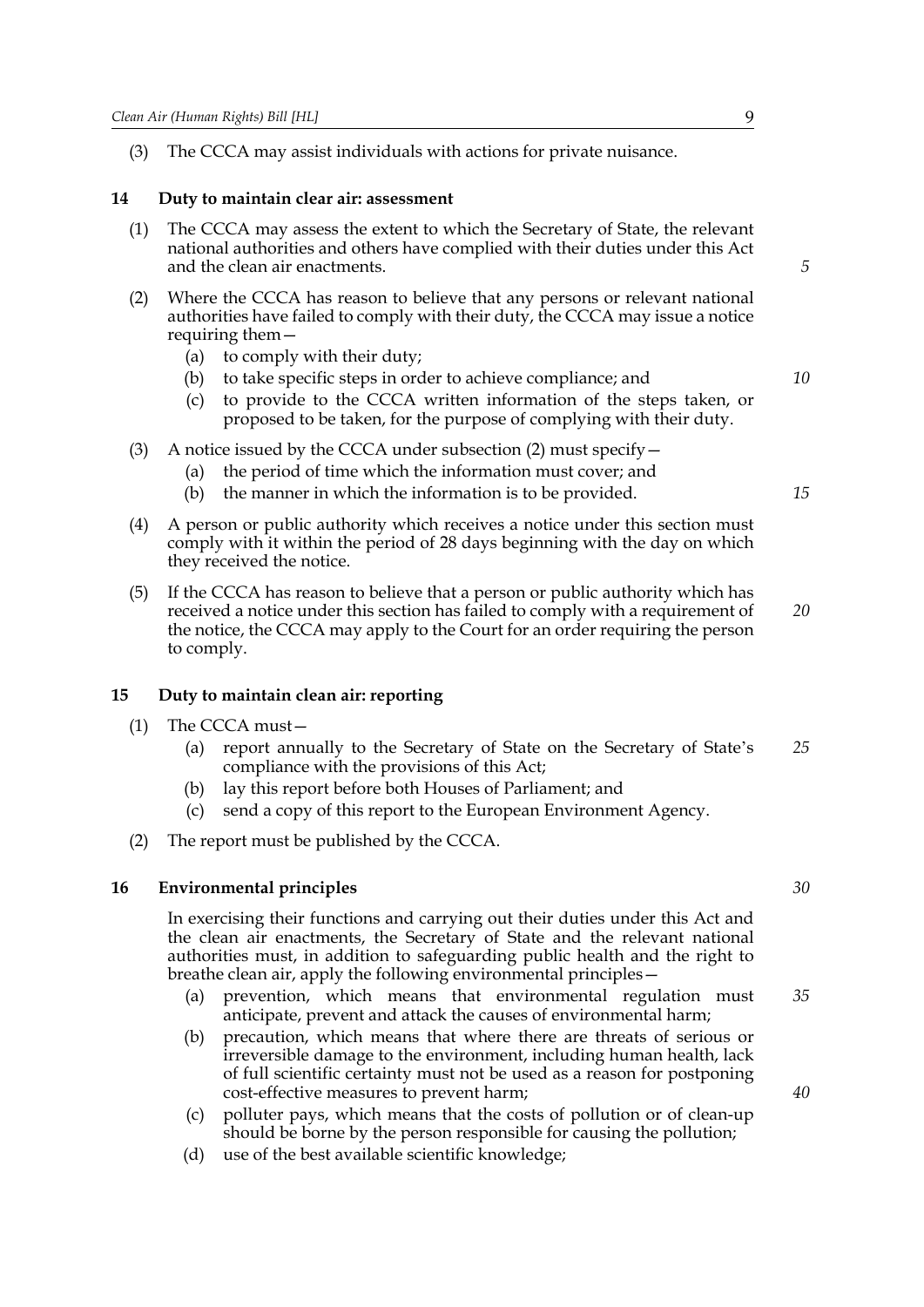(3) The CCCA may assist individuals with actions for private nuisance.

### 14 Duty to maintain clear air: assessment

(1) The CCCA may assess the extent to which the Secretary of State, the relevant national authorities and others have complied with their duties under this Act and the clean air enactments.

(2) Where the CCCA has reason to believe that any persons or relevant national authorities have failed to comply with their duty, the CCCA may issue a notice requiring them—

- (a) to comply with their duty;
- (b) to take specific steps in order to achieve compliance; and
- (c) to provide to the CCCA written information of the steps taken, or proposed to be taken, for the purpose of complying with their duty.

(3) A notice issued by the CCCA under subsection (2) must specify—

- (a) the period of time which the information must cover; and
- (b) the manner in which the information is to be provided.

(4) A person or public authority which receives a notice under this section must comply with it within the period of 28 days beginning with the day on which they received the notice.

(5) If the CCCA has reason to believe that a person or public authority which has received a notice under this section has failed to comply with a requirement of the notice, the CCCA may apply to the Court for an order requiring the person to comply.

### 15 Duty to maintain clean air: reporting

(1) The CCCA must—

- (a) report annually to the Secretary of State on the Secretary of State's compliance with the provisions of this Act;
- (b) lay this report before both Houses of Parliament; and
- (c) send a copy of this report to the European Environment Agency.

(2) The report must be published by the CCCA.

### 16 Environmental principles

In exercising their functions and carrying out their duties under this Act and the clean air enactments, the Secretary of State and the relevant national authorities must, in addition to safeguarding public health and the right to breathe clean air, apply the following environmental principles—

- (a) prevention, which means that environmental regulation must anticipate, prevent and attack the causes of environmental harm;
- (b) precaution, which means that where there are threats of serious or irreversible damage to the environment, including human health, lack of full scientific certainty must not be used as a reason for postponing cost-effective measures to prevent harm;
- (c) polluter pays, which means that the costs of pollution or of clean-up should be borne by the person responsible for causing the pollution;
- (d) use of the best available scientific knowledge;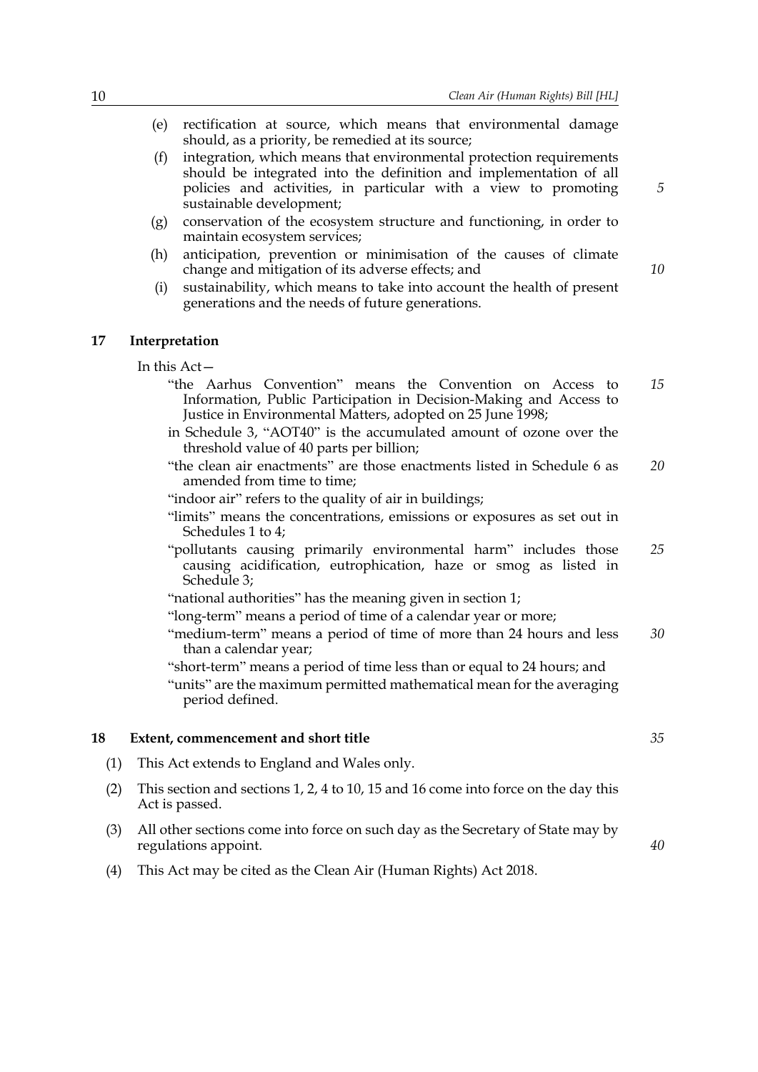(e) rectification at source, which means that environmental damage should, as a priority, be remedied at its source;

(f) integration, which means that environmental protection requirements should be integrated into the definition and implementation of all policies and activities, in particular with a view to promoting sustainable development;

(g) conservation of the ecosystem structure and functioning, in order to maintain ecosystem services;

(h) anticipation, prevention or minimisation of the causes of climate change and mitigation of its adverse effects; and

(i) sustainability, which means to take into account the health of present generations and the needs of future generations.

## 17 Interpretation

In this Act—

"the Aarhus Convention" means the Convention on Access to Information, Public Participation in Decision-Making and Access to Justice in Environmental Matters, adopted on 25 June 1998;

in Schedule 3, "AOT40" is the accumulated amount of ozone over the threshold value of 40 parts per billion;

"the clean air enactments" are those enactments listed in Schedule 6 as amended from time to time;

"indoor air" refers to the quality of air in buildings;

"limits" means the concentrations, emissions or exposures as set out in Schedules 1 to 4;

"pollutants causing primarily environmental harm" includes those causing acidification, eutrophication, haze or smog as listed in Schedule 3;

"national authorities" has the meaning given in section 1;

"long-term" means a period of time of a calendar year or more;

"medium-term" means a period of time of more than 24 hours and less than a calendar year;

"short-term" means a period of time less than or equal to 24 hours; and

"units" are the maximum permitted mathematical mean for the averaging period defined.

## 18 Extent, commencement and short title

(1) This Act extends to England and Wales only.

(2) This section and sections 1, 2, 4 to 10, 15 and 16 come into force on the day this Act is passed.

(3) All other sections come into force on such day as the Secretary of State may by regulations appoint.

(4) This Act may be cited as the Clean Air (Human Rights) Act 2018.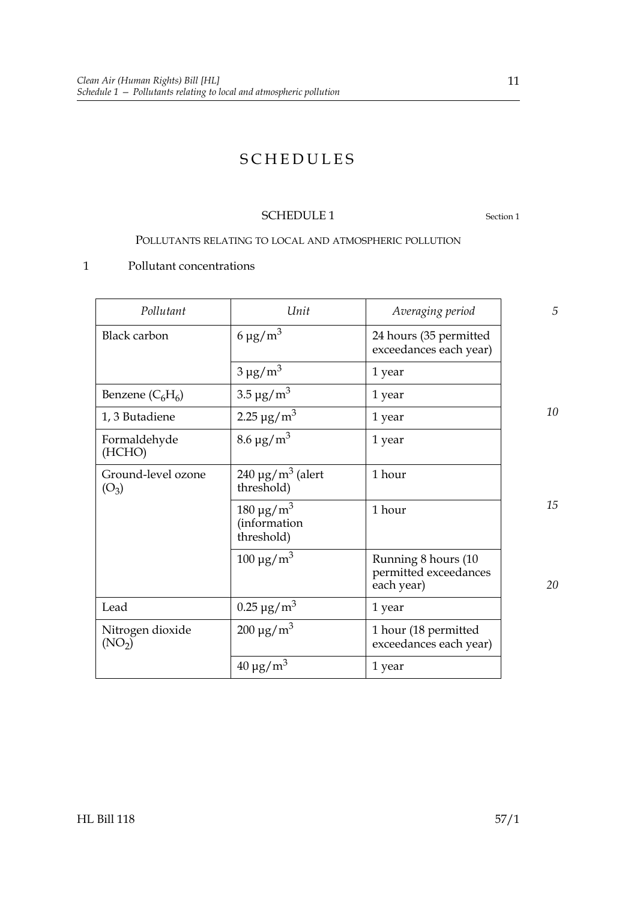# SCHEDULES

## SCHEDULE 1

Section 1

### POLLUTANTS RELATING TO LOCAL AND ATMOSPHERIC POLLUTION

1 Pollutant concentrations

| *Pollutant* | *Unit* | *Averaging period* |
|---|---|---|
| Black carbon | 6 μg/$m^3$ | 24 hours (35 permitted exceedances each year) |
| | 3 μg/$m^3$ | 1 year |
| Benzene ($C_6H_6$) | 3.5 μg/$m^3$ | 1 year |
| 1, 3 Butadiene | 2.25 μg/$m^3$ | 1 year |
| Formaldehyde (HCHO) | 8.6 μg/$m^3$ | 1 year |
| Ground-level ozone ($O_3$) | 240 μg/$m^3$ (alert threshold) | 1 hour |
| | 180 μg/$m^3$ (information threshold) | 1 hour |
| | 100 μg/$m^3$ | Running 8 hours (10 permitted exceedances each year) |
| Lead | 0.25 μg/$m^3$ | 1 year |
| Nitrogen dioxide ($NO_2$) | 200 μg/$m^3$ | 1 hour (18 permitted exceedances each year) |
| | 40 μg/$m^3$ | 1 year |

HL Bill 118 57/1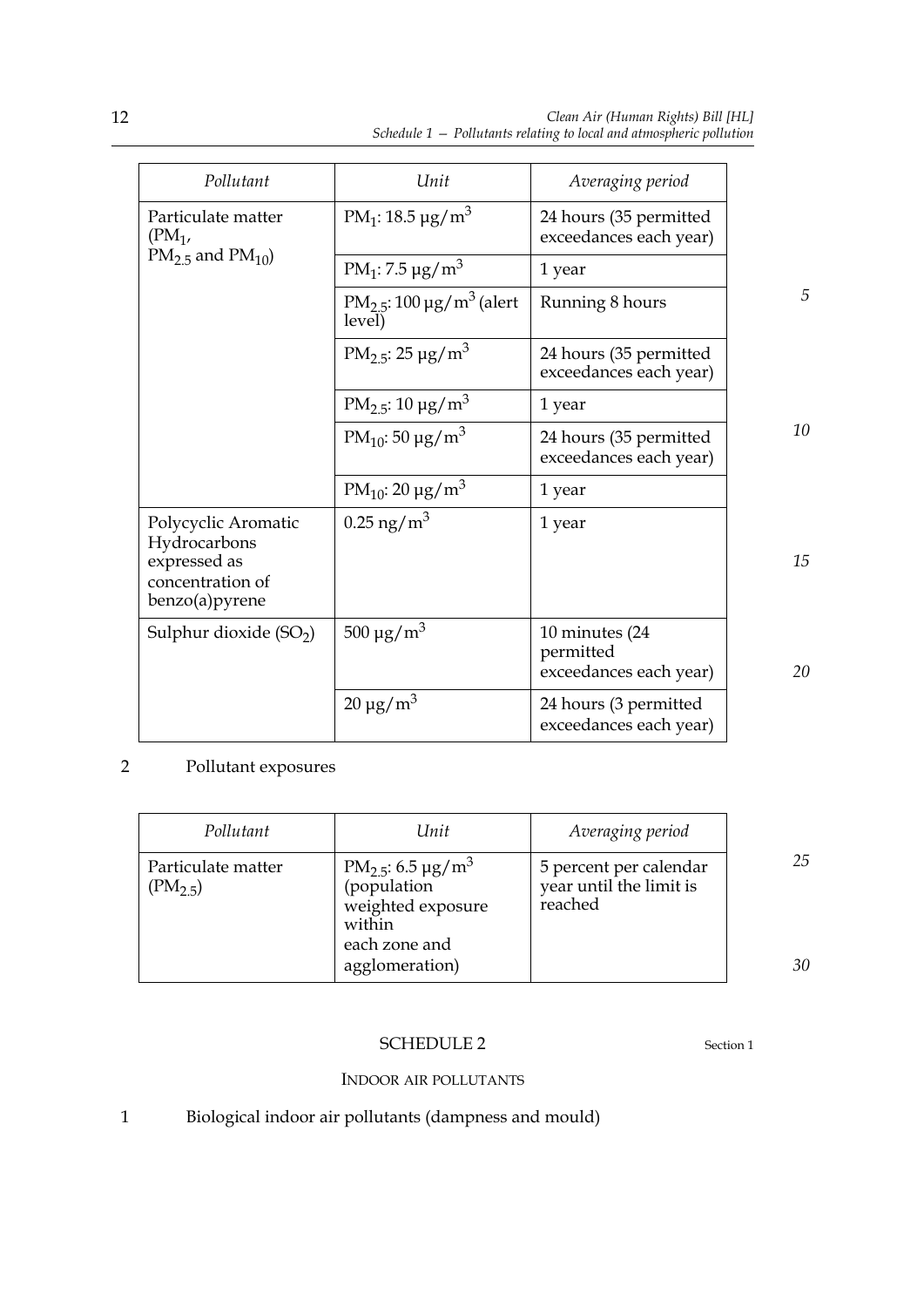| Pollutant | Unit | Averaging period |
|---|---|---|
| Particulate matter ($PM_1$, $PM_{2.5}$ and $PM_{10}$) | $PM_1$: 18.5 μg/m$^3$ | 24 hours (35 permitted exceedances each year) |
| | $PM_1$: 7.5 μg/m$^3$ | 1 year |
| | $PM_{2.5}$: 100 μg/m$^3$ (alert level) | Running 8 hours |
| | $PM_{2.5}$: 25 μg/m$^3$ | 24 hours (35 permitted exceedances each year) |
| | $PM_{2.5}$: 10 μg/m$^3$ | 1 year |
| | $PM_{10}$: 50 μg/m$^3$ | 24 hours (35 permitted exceedances each year) |
| | $PM_{10}$: 20 μg/m$^3$ | 1 year |
| Polycyclic Aromatic Hydrocarbons expressed as concentration of benzo(a)pyrene | 0.25 ng/m$^3$ | 1 year |
| Sulphur dioxide ($SO_2$) | 500 μg/m$^3$ | 10 minutes (24 permitted exceedances each year) |
| | 20 μg/m$^3$ | 24 hours (3 permitted exceedances each year) |

2 Pollutant exposures

| Pollutant | Unit | Averaging period |
|---|---|---|
| Particulate matter ($PM_{2.5}$) | $PM_{2.5}$: 6.5 μg/m$^3$ (population weighted exposure within each zone and agglomeration) | 5 percent per calendar year until the limit is reached |

## SCHEDULE 2

Section 1

### INDOOR AIR POLLUTANTS

1 Biological indoor air pollutants (dampness and mould)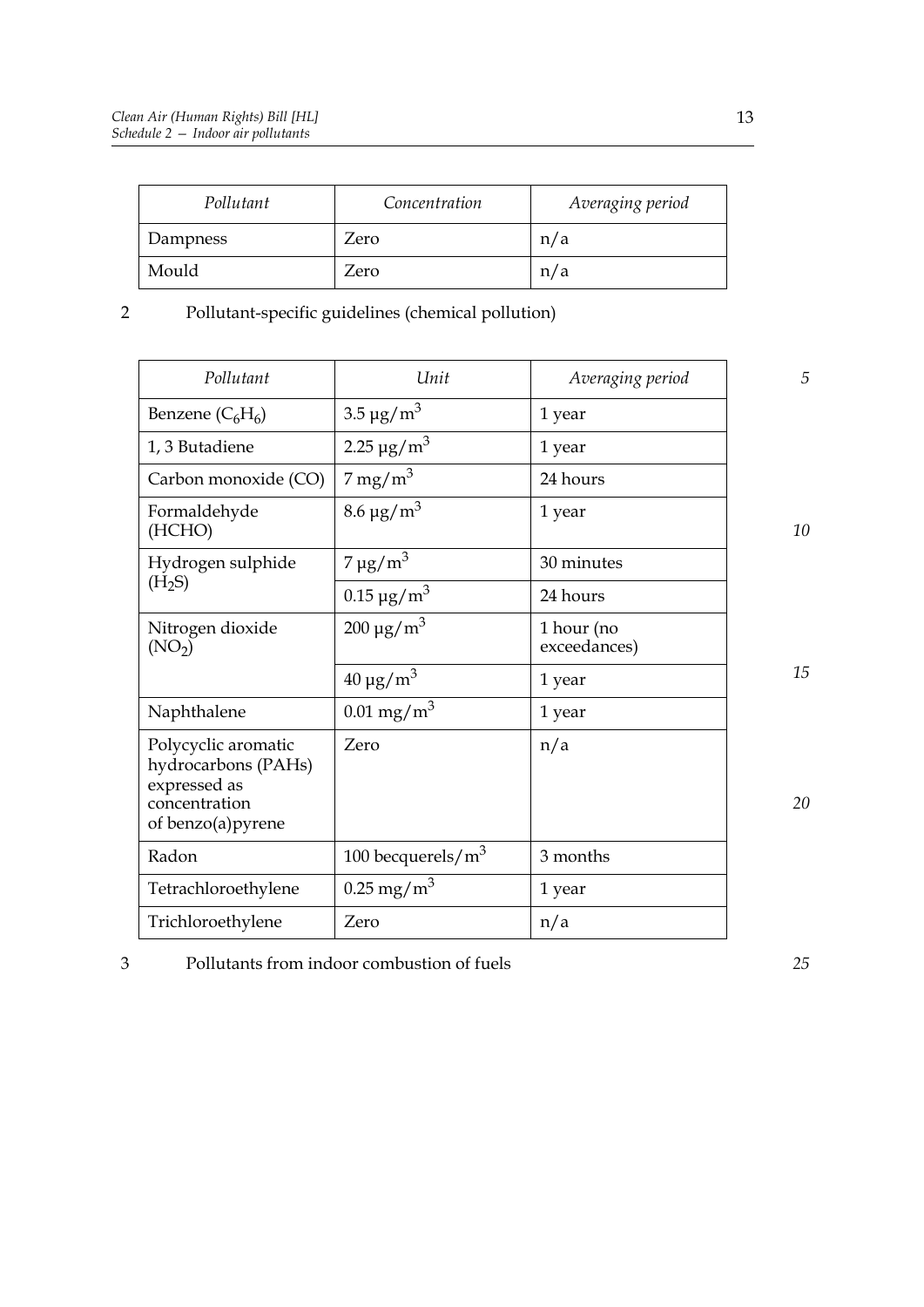| *Pollutant* | *Concentration* | *Averaging period* |
|---|---|---|
| Dampness | Zero | n/a |
| Mould | Zero | n/a |

2 Pollutant-specific guidelines (chemical pollution)

| *Pollutant* | *Unit* | *Averaging period* |
|---|---|---|
| Benzene ($C_6H_6$) | 3.5 μg/$m^3$ | 1 year |
| 1, 3 Butadiene | 2.25 μg/$m^3$ | 1 year |
| Carbon monoxide (CO) | 7 mg/$m^3$ | 24 hours |
| Formaldehyde (HCHO) | 8.6 μg/$m^3$ | 1 year |
| Hydrogen sulphide ($H_2S$) | 7 μg/$m^3$ | 30 minutes |
| | 0.15 μg/$m^3$ | 24 hours |
| Nitrogen dioxide ($NO_2$) | 200 μg/$m^3$ | 1 hour (no exceedances) |
| | 40 μg/$m^3$ | 1 year |
| Naphthalene | 0.01 mg/$m^3$ | 1 year |
| Polycyclic aromatic hydrocarbons (PAHs) expressed as concentration of benzo(a)pyrene | Zero | n/a |
| Radon | 100 becquerels/$m^3$ | 3 months |
| Tetrachloroethylene | 0.25 mg/$m^3$ | 1 year |
| Trichloroethylene | Zero | n/a |

3 Pollutants from indoor combustion of fuels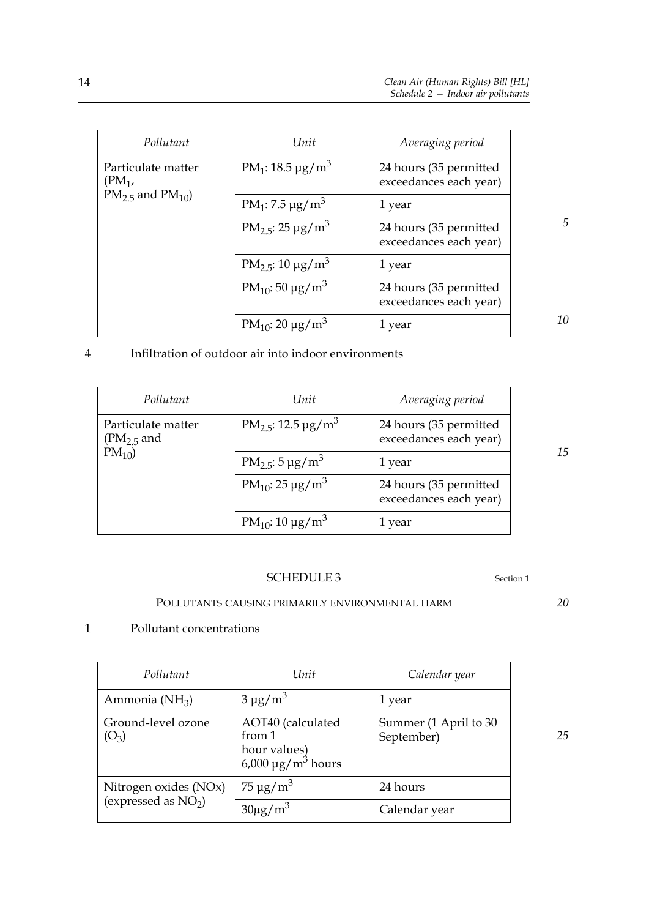| *Pollutant* | *Unit* | *Averaging period* |
|---|---|---|
| Particulate matter ($PM_1$, $PM_{2.5}$ and $PM_{10}$) | $PM_1$: 18.5 μg/$m^3$ | 24 hours (35 permitted exceedances each year) |
| | $PM_1$: 7.5 μg/$m^3$ | 1 year |
| | $PM_{2.5}$: 25 μg/$m^3$ | 24 hours (35 permitted exceedances each year) |
| | $PM_{2.5}$: 10 μg/$m^3$ | 1 year |
| | $PM_{10}$: 50 μg/$m^3$ | 24 hours (35 permitted exceedances each year) |
| | $PM_{10}$: 20 μg/$m^3$ | 1 year |

4 Infiltration of outdoor air into indoor environments

| *Pollutant* | *Unit* | *Averaging period* |
|---|---|---|
| Particulate matter ($PM_{2.5}$ and $PM_{10}$) | $PM_{2.5}$: 12.5 μg/$m^3$ | 24 hours (35 permitted exceedances each year) |
| | $PM_{2.5}$: 5 μg/$m^3$ | 1 year |
| | $PM_{10}$: 25 μg/$m^3$ | 24 hours (35 permitted exceedances each year) |
| | $PM_{10}$: 10 μg/$m^3$ | 1 year |

## SCHEDULE 3

Section 1

### POLLUTANTS CAUSING PRIMARILY ENVIRONMENTAL HARM

1 Pollutant concentrations

| *Pollutant* | *Unit* | *Calendar year* |
|---|---|---|
| Ammonia ($NH_3$) | 3 μg/$m^3$ | 1 year |
| Ground-level ozone ($O_3$) | AOT40 (calculated from 1 hour values) 6,000 μg/$m^3$ hours | Summer (1 April to 30 September) |
| Nitrogen oxides (NOx) (expressed as $NO_2$) | 75 μg/$m^3$ | 24 hours |
| | 30μg/$m^3$ | Calendar year |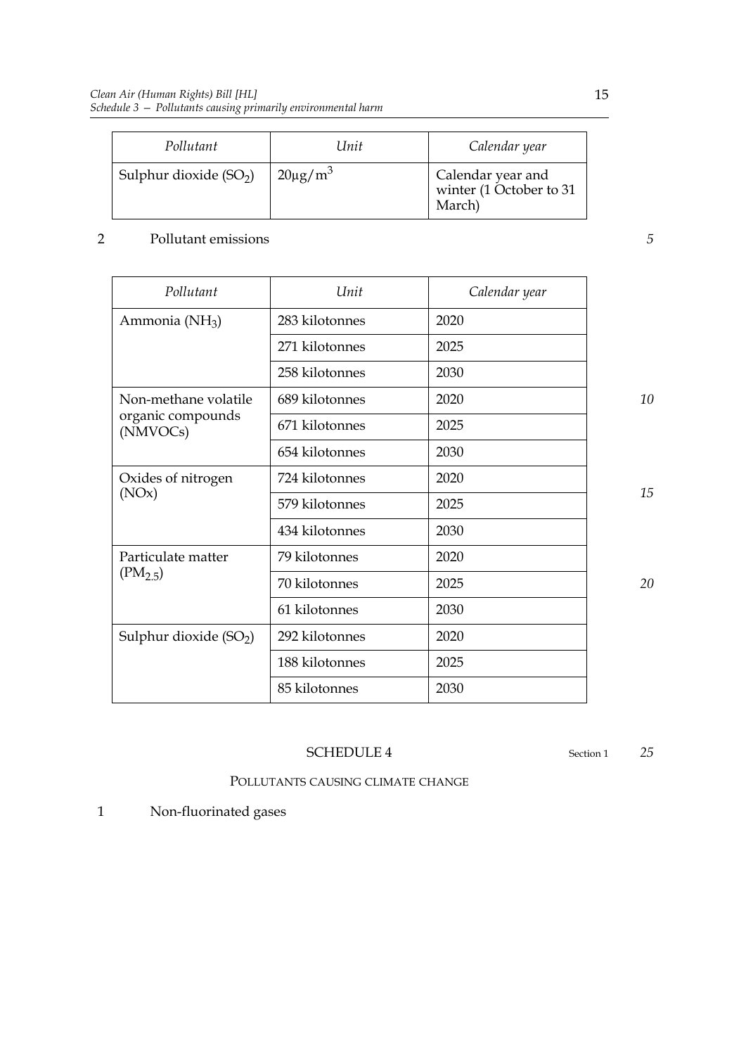| *Pollutant* | *Unit* | *Calendar year* |
| --- | --- | --- |
| Sulphur dioxide ($SO_2$) | $20\mu g/m^3$ | Calendar year and winter (1 October to 31 March) |

2 Pollutant emissions

| *Pollutant* | *Unit* | *Calendar year* |
| --- | --- | --- |
| Ammonia ($NH_3$) | 283 kilotonnes | 2020 |
| | 271 kilotonnes | 2025 |
| | 258 kilotonnes | 2030 |
| Non-methane volatile organic compounds (NMVOCs) | 689 kilotonnes | 2020 |
| | 671 kilotonnes | 2025 |
| | 654 kilotonnes | 2030 |
| Oxides of nitrogen (NOx) | 724 kilotonnes | 2020 |
| | 579 kilotonnes | 2025 |
| | 434 kilotonnes | 2030 |
| Particulate matter ($PM_{2.5}$) | 79 kilotonnes | 2020 |
| | 70 kilotonnes | 2025 |
| | 61 kilotonnes | 2030 |
| Sulphur dioxide ($SO_2$) | 292 kilotonnes | 2020 |
| | 188 kilotonnes | 2025 |
| | 85 kilotonnes | 2030 |

## SCHEDULE 4

Section 1

### POLLUTANTS CAUSING CLIMATE CHANGE

1 Non-fluorinated gases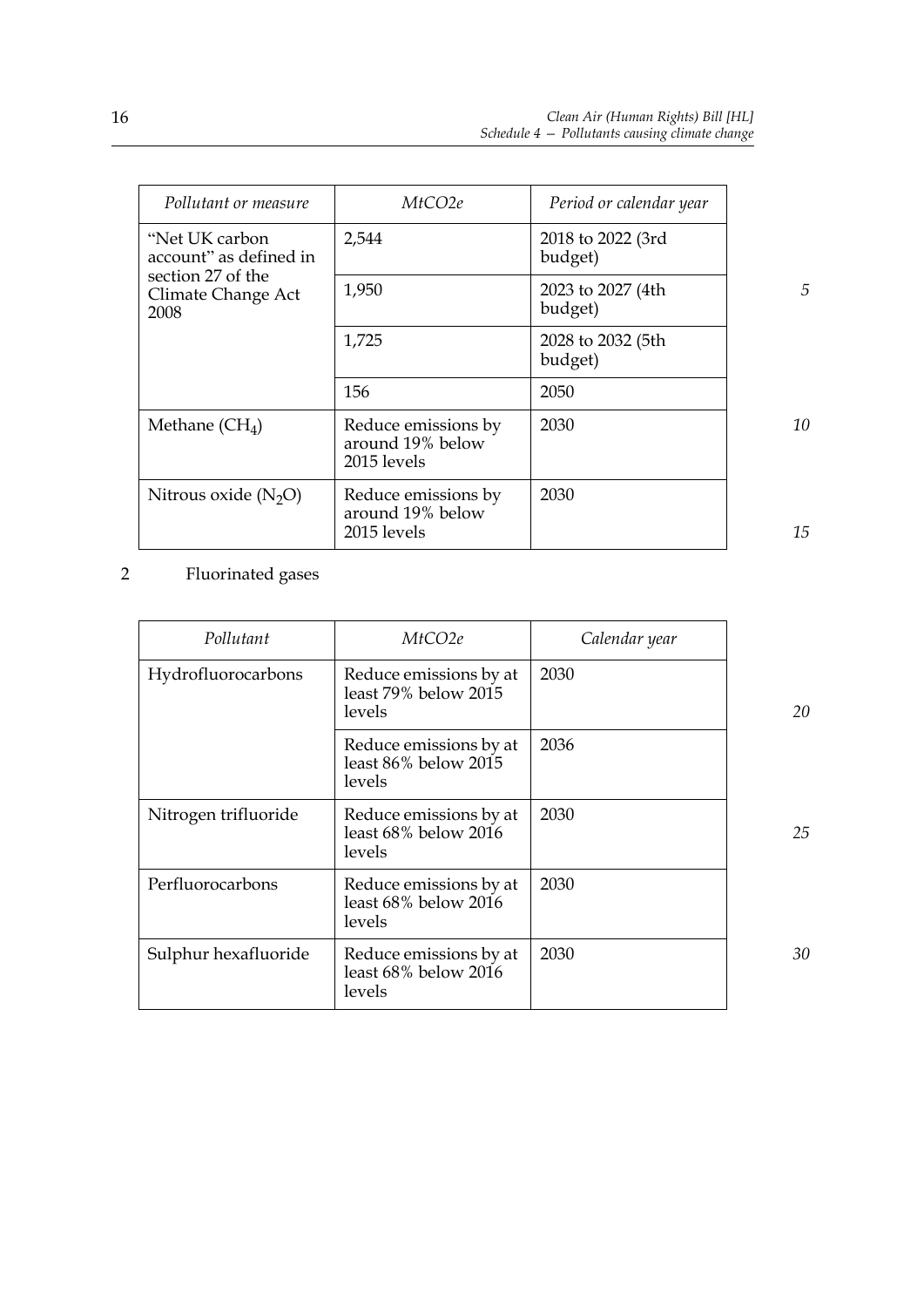| *Pollutant or measure* | *MtCO2e* | *Period or calendar year* |
|---|---|---|
| "Net UK carbon account" as defined in section 27 of the Climate Change Act 2008 | 2,544 | 2018 to 2022 (3rd budget) |
| | 1,950 | 2023 to 2027 (4th budget) |
| | 1,725 | 2028 to 2032 (5th budget) |
| | 156 | 2050 |
| Methane ($CH_4$) | Reduce emissions by around 19% below 2015 levels | 2030 |
| Nitrous oxide ($N_2O$) | Reduce emissions by around 19% below 2015 levels | 2030 |

2 Fluorinated gases

| *Pollutant* | *MtCO2e* | *Calendar year* |
|---|---|---|
| Hydrofluorocarbons | Reduce emissions by at least 79% below 2015 levels | 2030 |
| | Reduce emissions by at least 86% below 2015 levels | 2036 |
| Nitrogen trifluoride | Reduce emissions by at least 68% below 2016 levels | 2030 |
| Perfluorocarbons | Reduce emissions by at least 68% below 2016 levels | 2030 |
| Sulphur hexafluoride | Reduce emissions by at least 68% below 2016 levels | 2030 |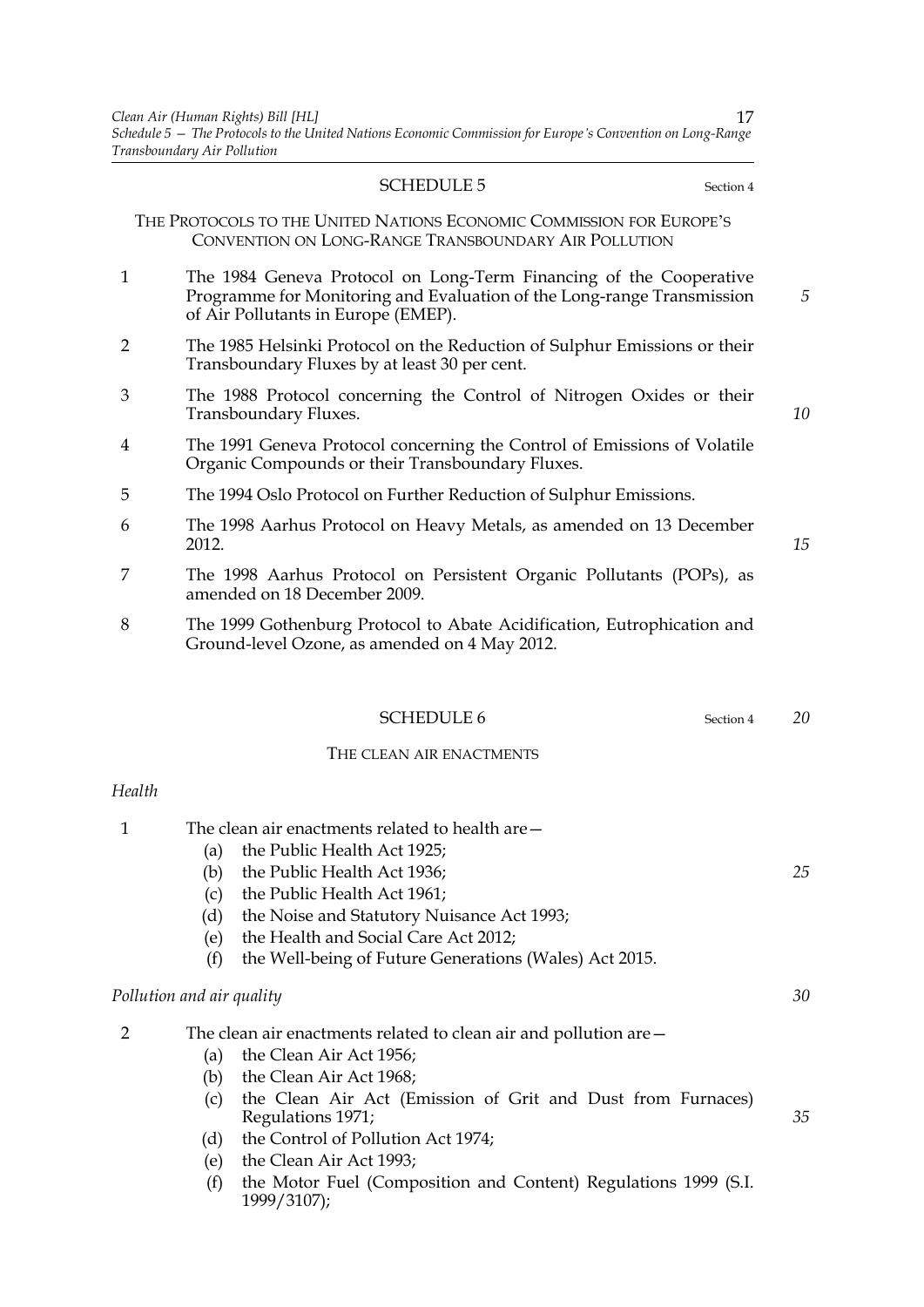## SCHEDULE 5

Section 4

THE PROTOCOLS TO THE UNITED NATIONS ECONOMIC COMMISSION FOR EUROPE'S CONVENTION ON LONG-RANGE TRANSBOUNDARY AIR POLLUTION

1 The 1984 Geneva Protocol on Long-Term Financing of the Cooperative Programme for Monitoring and Evaluation of the Long-range Transmission of Air Pollutants in Europe (EMEP).

2 The 1985 Helsinki Protocol on the Reduction of Sulphur Emissions or their Transboundary Fluxes by at least 30 per cent.

3 The 1988 Protocol concerning the Control of Nitrogen Oxides or their Transboundary Fluxes.

4 The 1991 Geneva Protocol concerning the Control of Emissions of Volatile Organic Compounds or their Transboundary Fluxes.

5 The 1994 Oslo Protocol on Further Reduction of Sulphur Emissions.

6 The 1998 Aarhus Protocol on Heavy Metals, as amended on 13 December 2012.

7 The 1998 Aarhus Protocol on Persistent Organic Pollutants (POPs), as amended on 18 December 2009.

8 The 1999 Gothenburg Protocol to Abate Acidification, Eutrophication and Ground-level Ozone, as amended on 4 May 2012.

## SCHEDULE 6

Section 4

THE CLEAN AIR ENACTMENTS

*Health*

1 The clean air enactments related to health are—
   (a) the Public Health Act 1925;
   (b) the Public Health Act 1936;
   (c) the Public Health Act 1961;
   (d) the Noise and Statutory Nuisance Act 1993;
   (e) the Health and Social Care Act 2012;
   (f) the Well-being of Future Generations (Wales) Act 2015.

*Pollution and air quality*

2 The clean air enactments related to clean air and pollution are—
   (a) the Clean Air Act 1956;
   (b) the Clean Air Act 1968;
   (c) the Clean Air Act (Emission of Grit and Dust from Furnaces) Regulations 1971;
   (d) the Control of Pollution Act 1974;
   (e) the Clean Air Act 1993;
   (f) the Motor Fuel (Composition and Content) Regulations 1999 (S.I. 1999/3107);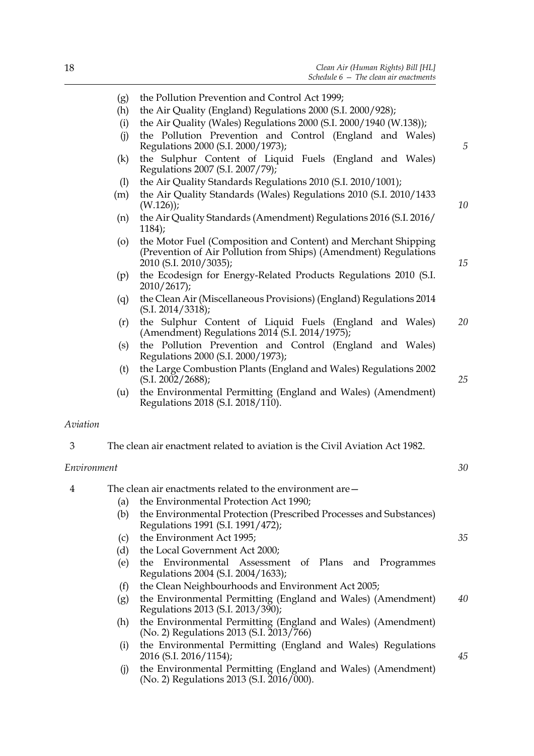(g) the Pollution Prevention and Control Act 1999;

(h) the Air Quality (England) Regulations 2000 (S.I. 2000/928);

(i) the Air Quality (Wales) Regulations 2000 (S.I. 2000/1940 (W.138));

(j) the Pollution Prevention and Control (England and Wales) Regulations 2000 (S.I. 2000/1973);

(k) the Sulphur Content of Liquid Fuels (England and Wales) Regulations 2007 (S.I. 2007/79);

(l) the Air Quality Standards Regulations 2010 (S.I. 2010/1001);

(m) the Air Quality Standards (Wales) Regulations 2010 (S.I. 2010/1433 (W.126));

(n) the Air Quality Standards (Amendment) Regulations 2016 (S.I. 2016/1184);

(o) the Motor Fuel (Composition and Content) and Merchant Shipping (Prevention of Air Pollution from Ships) (Amendment) Regulations 2010 (S.I. 2010/3035);

(p) the Ecodesign for Energy-Related Products Regulations 2010 (S.I. 2010/2617);

(q) the Clean Air (Miscellaneous Provisions) (England) Regulations 2014 (S.I. 2014/3318);

(r) the Sulphur Content of Liquid Fuels (England and Wales) (Amendment) Regulations 2014 (S.I. 2014/1975);

(s) the Pollution Prevention and Control (England and Wales) Regulations 2000 (S.I. 2000/1973);

(t) the Large Combustion Plants (England and Wales) Regulations 2002 (S.I. 2002/2688);

(u) the Environmental Permitting (England and Wales) (Amendment) Regulations 2018 (S.I. 2018/110).

*Aviation*

3 The clean air enactment related to aviation is the Civil Aviation Act 1982.

*Environment*

4 The clean air enactments related to the environment are—

(a) the Environmental Protection Act 1990;

(b) the Environmental Protection (Prescribed Processes and Substances) Regulations 1991 (S.I. 1991/472);

(c) the Environment Act 1995;

(d) the Local Government Act 2000;

(e) the Environmental Assessment of Plans and Programmes Regulations 2004 (S.I. 2004/1633);

(f) the Clean Neighbourhoods and Environment Act 2005;

(g) the Environmental Permitting (England and Wales) (Amendment) Regulations 2013 (S.I. 2013/390);

(h) the Environmental Permitting (England and Wales) (Amendment) (No. 2) Regulations 2013 (S.I. 2013/766)

(i) the Environmental Permitting (England and Wales) Regulations 2016 (S.I. 2016/1154);

(j) the Environmental Permitting (England and Wales) (Amendment) (No. 2) Regulations 2013 (S.I. 2016/000).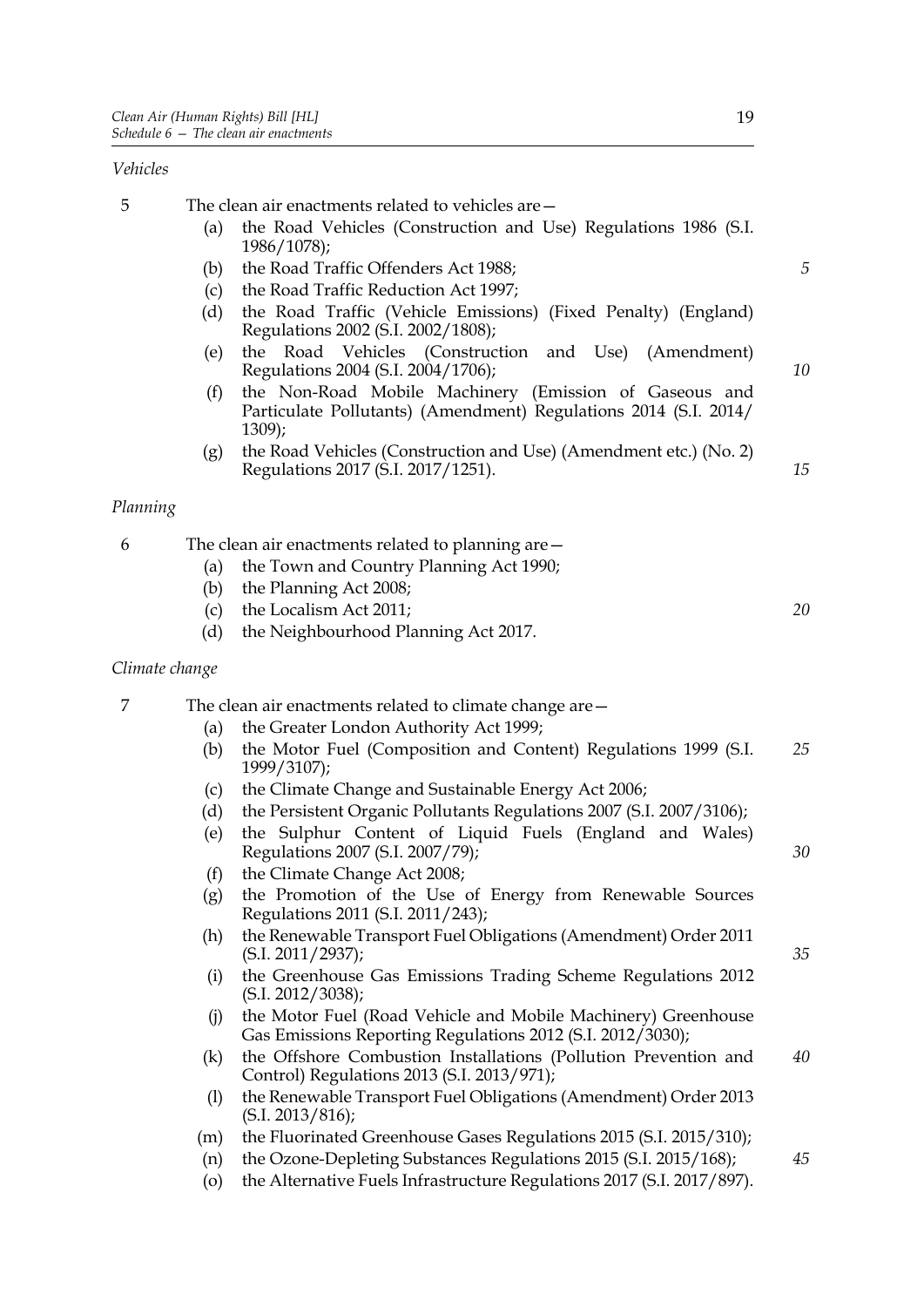*Vehicles*

5 The clean air enactments related to vehicles are—

- (a) the Road Vehicles (Construction and Use) Regulations 1986 (S.I. 1986/1078);
- (b) the Road Traffic Offenders Act 1988;
- (c) the Road Traffic Reduction Act 1997;
- (d) the Road Traffic (Vehicle Emissions) (Fixed Penalty) (England) Regulations 2002 (S.I. 2002/1808);
- (e) the Road Vehicles (Construction and Use) (Amendment) Regulations 2004 (S.I. 2004/1706);
- (f) the Non-Road Mobile Machinery (Emission of Gaseous and Particulate Pollutants) (Amendment) Regulations 2014 (S.I. 2014/1309);
- (g) the Road Vehicles (Construction and Use) (Amendment etc.) (No. 2) Regulations 2017 (S.I. 2017/1251).

*Planning*

6 The clean air enactments related to planning are—

- (a) the Town and Country Planning Act 1990;
- (b) the Planning Act 2008;
- (c) the Localism Act 2011;
- (d) the Neighbourhood Planning Act 2017.

*Climate change*

7 The clean air enactments related to climate change are—

- (a) the Greater London Authority Act 1999;
- (b) the Motor Fuel (Composition and Content) Regulations 1999 (S.I. 1999/3107);
- (c) the Climate Change and Sustainable Energy Act 2006;
- (d) the Persistent Organic Pollutants Regulations 2007 (S.I. 2007/3106);
- (e) the Sulphur Content of Liquid Fuels (England and Wales) Regulations 2007 (S.I. 2007/79);
- (f) the Climate Change Act 2008;
- (g) the Promotion of the Use of Energy from Renewable Sources Regulations 2011 (S.I. 2011/243);
- (h) the Renewable Transport Fuel Obligations (Amendment) Order 2011 (S.I. 2011/2937);
- (i) the Greenhouse Gas Emissions Trading Scheme Regulations 2012 (S.I. 2012/3038);
- (j) the Motor Fuel (Road Vehicle and Mobile Machinery) Greenhouse Gas Emissions Reporting Regulations 2012 (S.I. 2012/3030);
- (k) the Offshore Combustion Installations (Pollution Prevention and Control) Regulations 2013 (S.I. 2013/971);
- (l) the Renewable Transport Fuel Obligations (Amendment) Order 2013 (S.I. 2013/816);
- (m) the Fluorinated Greenhouse Gases Regulations 2015 (S.I. 2015/310);
- (n) the Ozone-Depleting Substances Regulations 2015 (S.I. 2015/168);
- (o) the Alternative Fuels Infrastructure Regulations 2017 (S.I. 2017/897).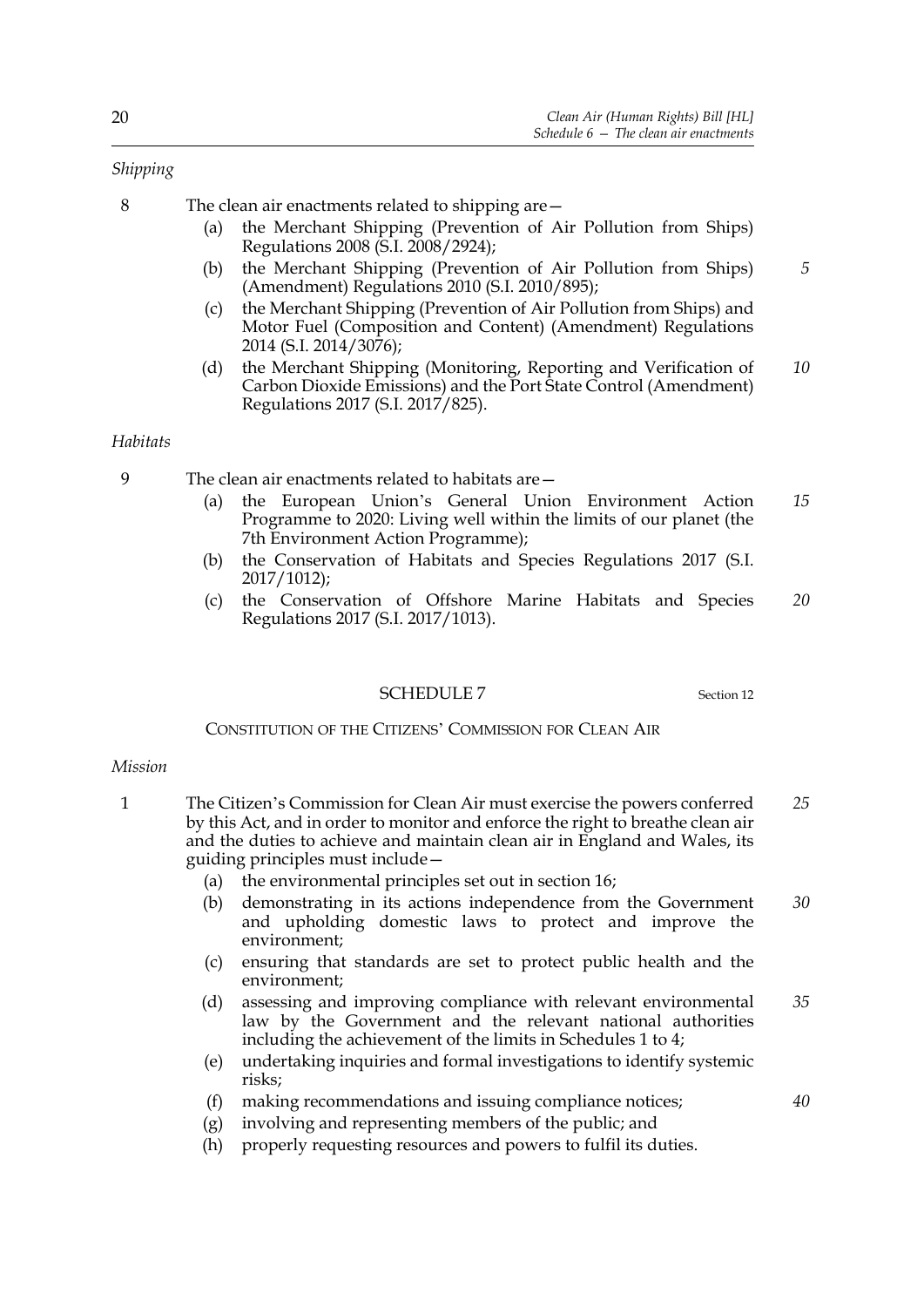*Shipping*

8 The clean air enactments related to shipping are—

  (a) the Merchant Shipping (Prevention of Air Pollution from Ships) Regulations 2008 (S.I. 2008/2924);

  (b) the Merchant Shipping (Prevention of Air Pollution from Ships) (Amendment) Regulations 2010 (S.I. 2010/895);

  (c) the Merchant Shipping (Prevention of Air Pollution from Ships) and Motor Fuel (Composition and Content) (Amendment) Regulations 2014 (S.I. 2014/3076);

  (d) the Merchant Shipping (Monitoring, Reporting and Verification of Carbon Dioxide Emissions) and the Port State Control (Amendment) Regulations 2017 (S.I. 2017/825).

*Habitats*

9 The clean air enactments related to habitats are—

  (a) the European Union's General Union Environment Action Programme to 2020: Living well within the limits of our planet (the 7th Environment Action Programme);

  (b) the Conservation of Habitats and Species Regulations 2017 (S.I. 2017/1012);

  (c) the Conservation of Offshore Marine Habitats and Species Regulations 2017 (S.I. 2017/1013).

## SCHEDULE 7

Section 12

### CONSTITUTION OF THE CITIZENS' COMMISSION FOR CLEAN AIR

*Mission*

1 The Citizen's Commission for Clean Air must exercise the powers conferred by this Act, and in order to monitor and enforce the right to breathe clean air and the duties to achieve and maintain clean air in England and Wales, its guiding principles must include—

  (a) the environmental principles set out in section 16;

  (b) demonstrating in its actions independence from the Government and upholding domestic laws to protect and improve the environment;

  (c) ensuring that standards are set to protect public health and the environment;

  (d) assessing and improving compliance with relevant environmental law by the Government and the relevant national authorities including the achievement of the limits in Schedules 1 to 4;

  (e) undertaking inquiries and formal investigations to identify systemic risks;

  (f) making recommendations and issuing compliance notices;

  (g) involving and representing members of the public; and

  (h) properly requesting resources and powers to fulfil its duties.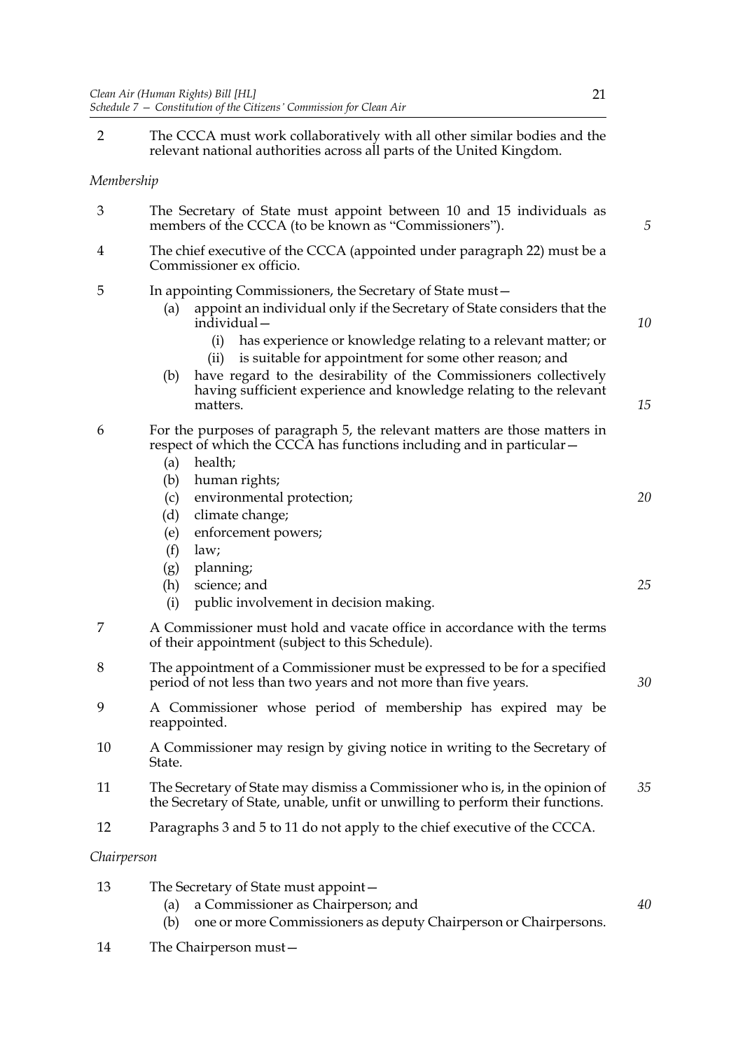2 The CCCA must work collaboratively with all other similar bodies and the relevant national authorities across all parts of the United Kingdom.

*Membership*

3 The Secretary of State must appoint between 10 and 15 individuals as members of the CCCA (to be known as "Commissioners").

4 The chief executive of the CCCA (appointed under paragraph 22) must be a Commissioner ex officio.

5 In appointing Commissioners, the Secretary of State must—

(a) appoint an individual only if the Secretary of State considers that the individual—

(i) has experience or knowledge relating to a relevant matter; or

(ii) is suitable for appointment for some other reason; and

(b) have regard to the desirability of the Commissioners collectively having sufficient experience and knowledge relating to the relevant matters.

6 For the purposes of paragraph 5, the relevant matters are those matters in respect of which the CCCA has functions including and in particular—

(a) health;

(b) human rights;

(c) environmental protection;

(d) climate change;

(e) enforcement powers;

(f) law;

(g) planning;

(h) science; and

(i) public involvement in decision making.

7 A Commissioner must hold and vacate office in accordance with the terms of their appointment (subject to this Schedule).

8 The appointment of a Commissioner must be expressed to be for a specified period of not less than two years and not more than five years.

9 A Commissioner whose period of membership has expired may be reappointed.

10 A Commissioner may resign by giving notice in writing to the Secretary of State.

11 The Secretary of State may dismiss a Commissioner who is, in the opinion of the Secretary of State, unable, unfit or unwilling to perform their functions.

12 Paragraphs 3 and 5 to 11 do not apply to the chief executive of the CCCA.

*Chairperson*

13 The Secretary of State must appoint—

(a) a Commissioner as Chairperson; and

(b) one or more Commissioners as deputy Chairperson or Chairpersons.

14 The Chairperson must—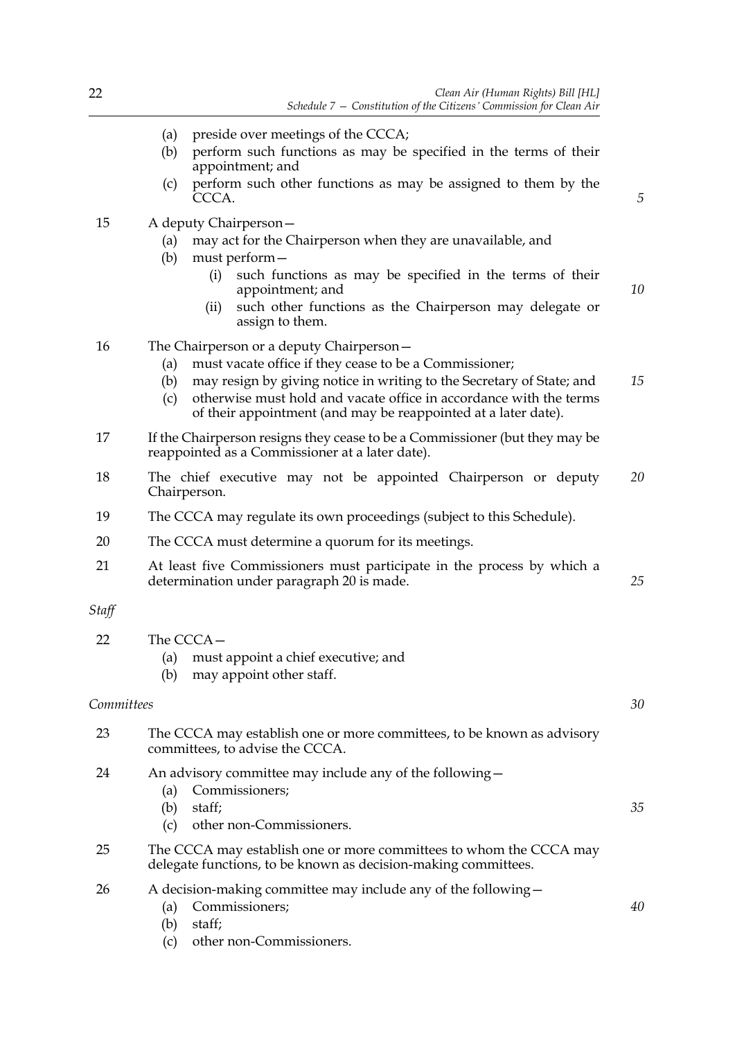(a) preside over meetings of the CCCA;

(b) perform such functions as may be specified in the terms of their appointment; and

(c) perform such other functions as may be assigned to them by the CCCA.

15 A deputy Chairperson—

(a) may act for the Chairperson when they are unavailable, and

(b) must perform—

(i) such functions as may be specified in the terms of their appointment; and

(ii) such other functions as the Chairperson may delegate or assign to them.

16 The Chairperson or a deputy Chairperson—

(a) must vacate office if they cease to be a Commissioner;

(b) may resign by giving notice in writing to the Secretary of State; and

(c) otherwise must hold and vacate office in accordance with the terms of their appointment (and may be reappointed at a later date).

17 If the Chairperson resigns they cease to be a Commissioner (but they may be reappointed as a Commissioner at a later date).

18 The chief executive may not be appointed Chairperson or deputy Chairperson.

19 The CCCA may regulate its own proceedings (subject to this Schedule).

20 The CCCA must determine a quorum for its meetings.

21 At least five Commissioners must participate in the process by which a determination under paragraph 20 is made.

*Staff*

22 The CCCA—

(a) must appoint a chief executive; and

(b) may appoint other staff.

*Committees*

23 The CCCA may establish one or more committees, to be known as advisory committees, to advise the CCCA.

24 An advisory committee may include any of the following—

(a) Commissioners;

(b) staff;

(c) other non-Commissioners.

25 The CCCA may establish one or more committees to whom the CCCA may delegate functions, to be known as decision-making committees.

26 A decision-making committee may include any of the following—

(a) Commissioners;

(b) staff;

(c) other non-Commissioners.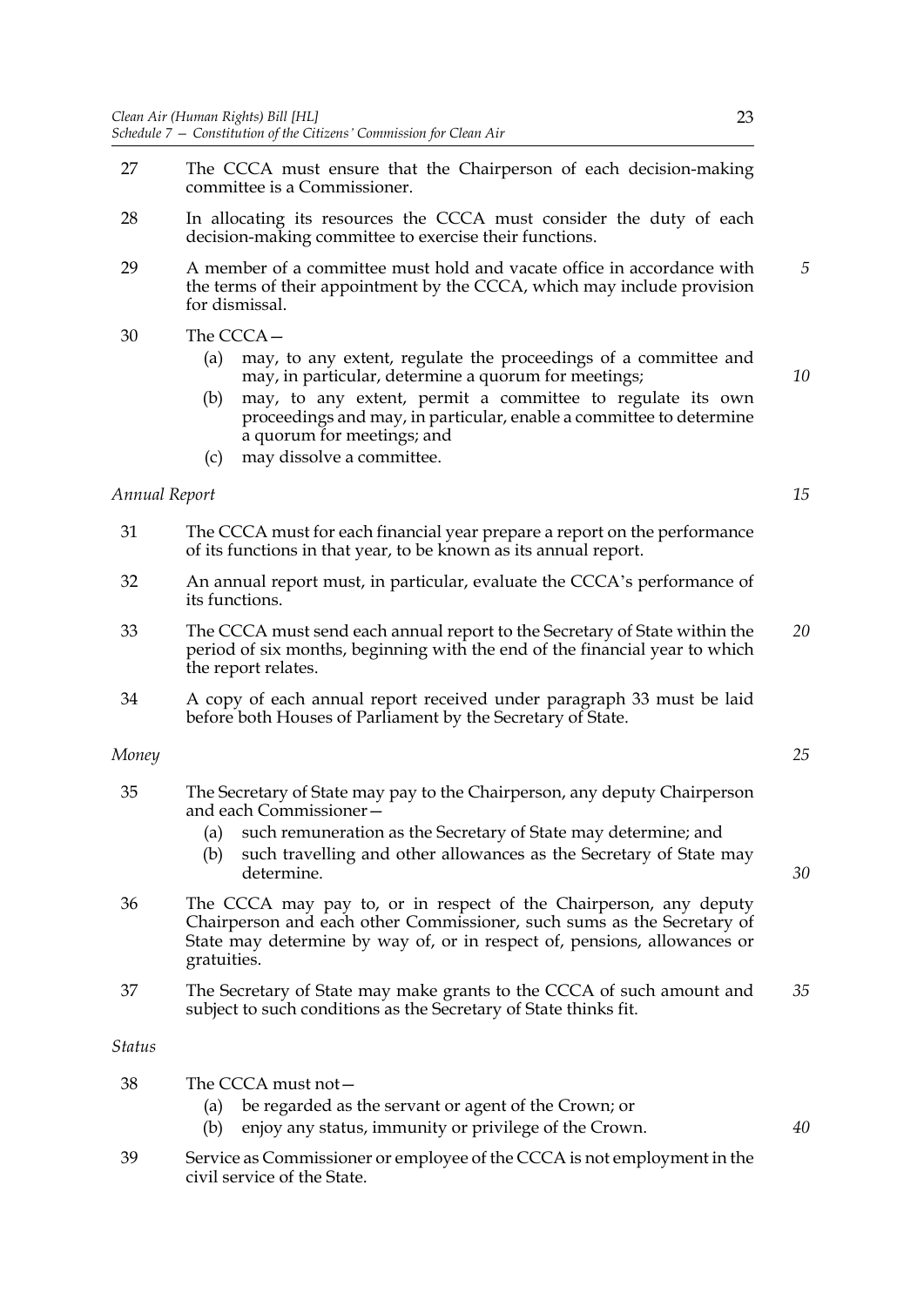27 The CCCA must ensure that the Chairperson of each decision-making committee is a Commissioner.

28 In allocating its resources the CCCA must consider the duty of each decision-making committee to exercise their functions.

29 A member of a committee must hold and vacate office in accordance with the terms of their appointment by the CCCA, which may include provision for dismissal.

30 The CCCA—

   (a) may, to any extent, regulate the proceedings of a committee and may, in particular, determine a quorum for meetings;

   (b) may, to any extent, permit a committee to regulate its own proceedings and may, in particular, enable a committee to determine a quorum for meetings; and

   (c) may dissolve a committee.

*Annual Report*

31 The CCCA must for each financial year prepare a report on the performance of its functions in that year, to be known as its annual report.

32 An annual report must, in particular, evaluate the CCCA's performance of its functions.

33 The CCCA must send each annual report to the Secretary of State within the period of six months, beginning with the end of the financial year to which the report relates.

34 A copy of each annual report received under paragraph 33 must be laid before both Houses of Parliament by the Secretary of State.

*Money*

35 The Secretary of State may pay to the Chairperson, any deputy Chairperson and each Commissioner—

   (a) such remuneration as the Secretary of State may determine; and

   (b) such travelling and other allowances as the Secretary of State may determine.

36 The CCCA may pay to, or in respect of the Chairperson, any deputy Chairperson and each other Commissioner, such sums as the Secretary of State may determine by way of, or in respect of, pensions, allowances or gratuities.

37 The Secretary of State may make grants to the CCCA of such amount and subject to such conditions as the Secretary of State thinks fit.

*Status*

38 The CCCA must not—

   (a) be regarded as the servant or agent of the Crown; or

   (b) enjoy any status, immunity or privilege of the Crown.

39 Service as Commissioner or employee of the CCCA is not employment in the civil service of the State.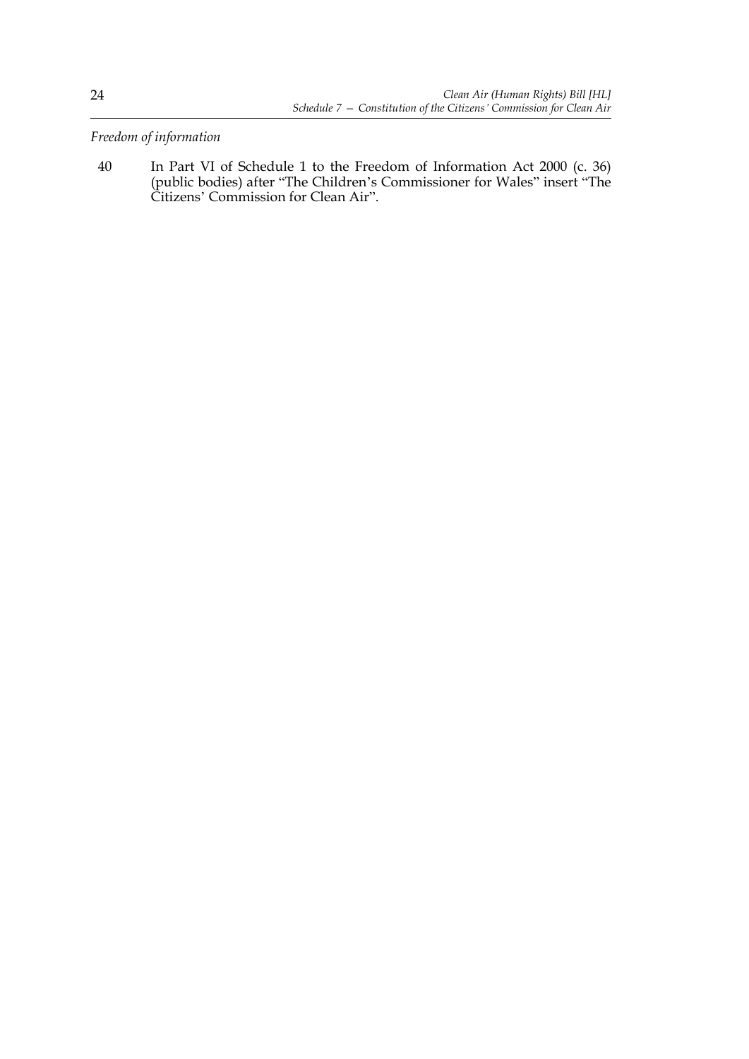*Freedom of information*

40 In Part VI of Schedule 1 to the Freedom of Information Act 2000 (c. 36) (public bodies) after "The Children's Commissioner for Wales" insert "The Citizens' Commission for Clean Air".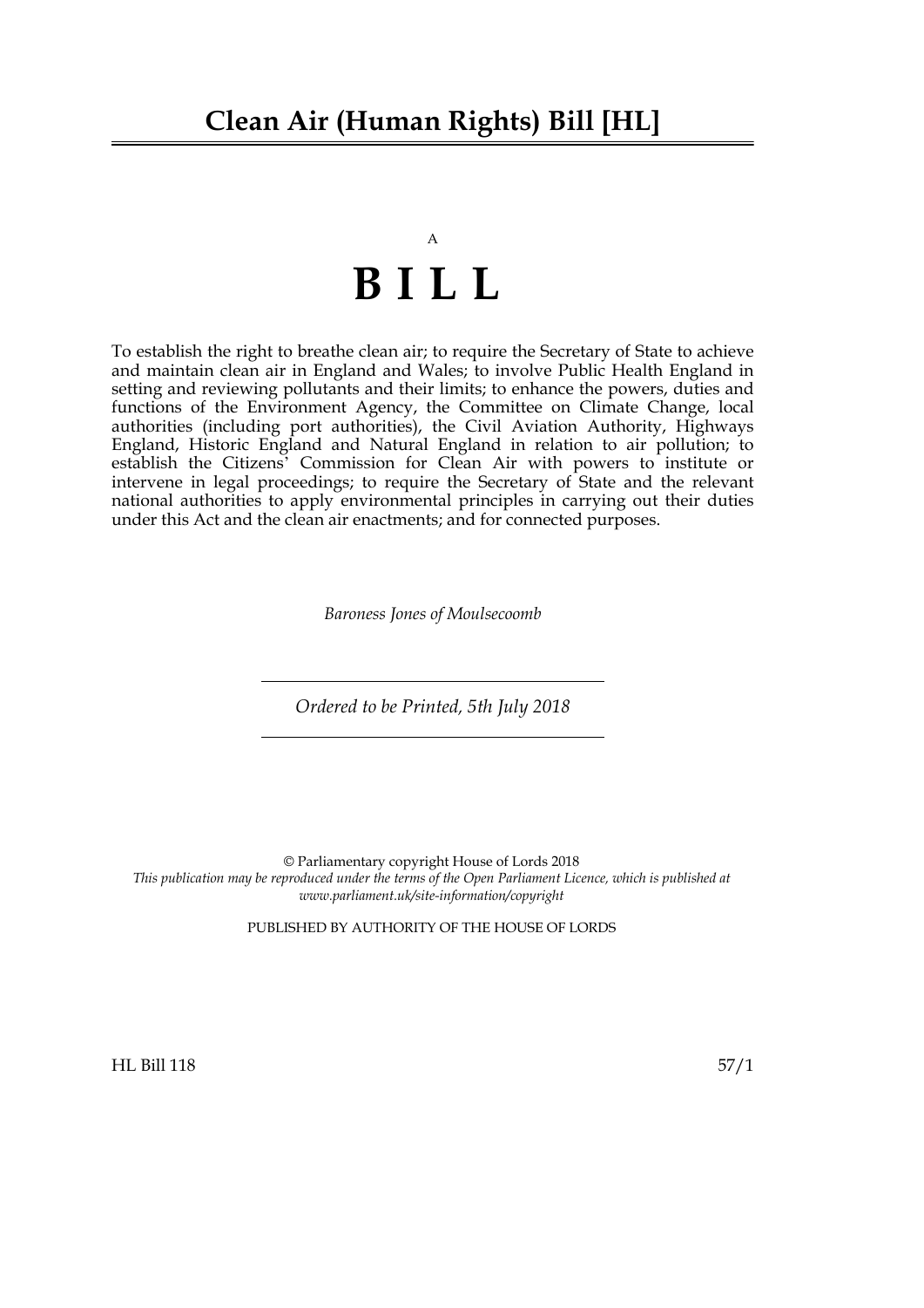# Clean Air (Human Rights) Bill [HL]

A

# B I L L

To establish the right to breathe clean air; to require the Secretary of State to achieve and maintain clean air in England and Wales; to involve Public Health England in setting and reviewing pollutants and their limits; to enhance the powers, duties and functions of the Environment Agency, the Committee on Climate Change, local authorities (including port authorities), the Civil Aviation Authority, Highways England, Historic England and Natural England in relation to air pollution; to establish the Citizens' Commission for Clean Air with powers to institute or intervene in legal proceedings; to require the Secretary of State and the relevant national authorities to apply environmental principles in carrying out their duties under this Act and the clean air enactments; and for connected purposes.

*Baroness Jones of Moulsecoomb*

---

*Ordered to be Printed, 5th July 2018*

---

© Parliamentary copyright House of Lords 2018

*This publication may be reproduced under the terms of the Open Parliament Licence, which is published at www.parliament.uk/site-information/copyright*

PUBLISHED BY AUTHORITY OF THE HOUSE OF LORDS

HL Bill 118 57/1